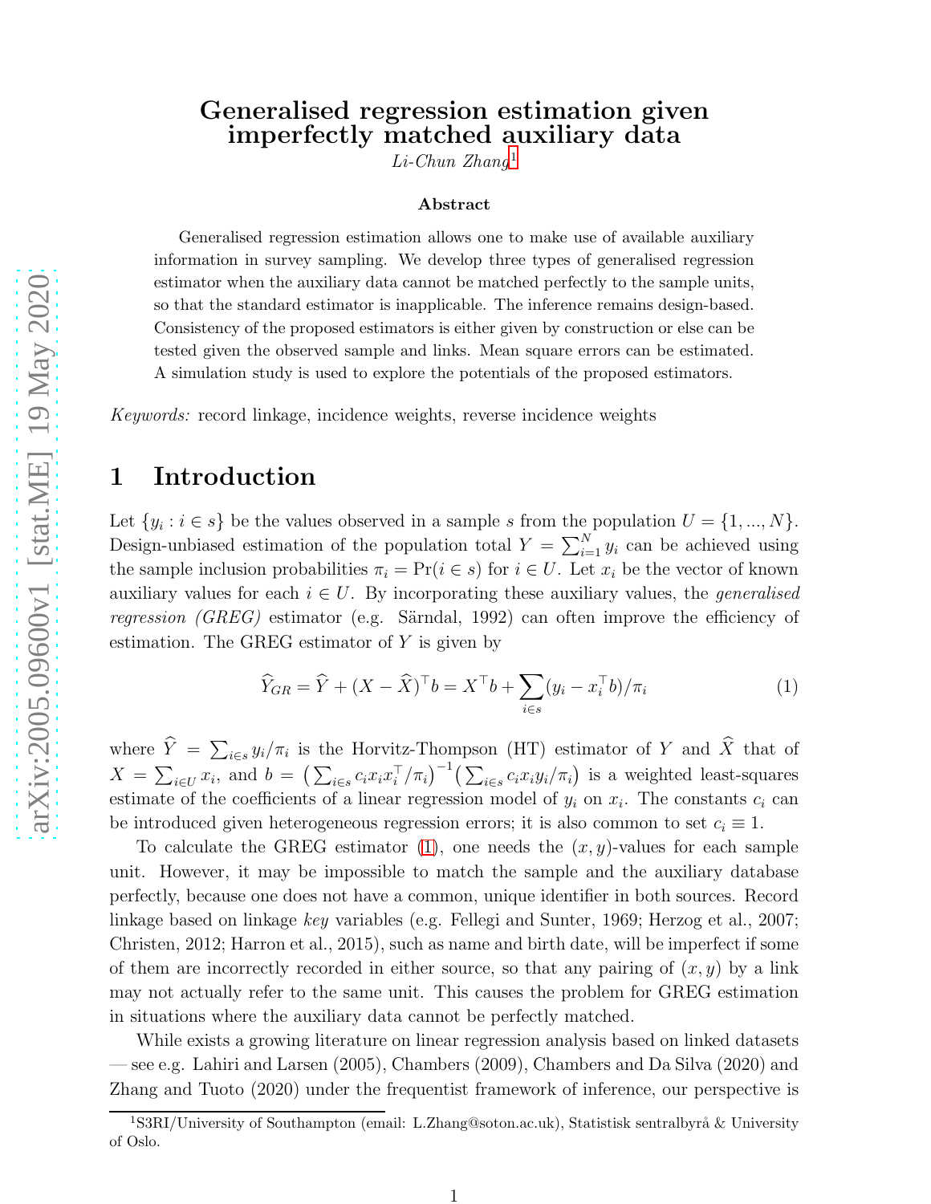# Generalised regression estimation given imperfectly matched auxiliary data

*Li-Chun Zhang*[1]

### Abstract

Generalised regression estimation allows one to make use of available auxiliary information in survey sampling. We develop three types of generalised regression estimator when the auxiliary data cannot be matched perfectly to the sample units, so that the standard estimator is inapplicable. The inference remains design-based. Consistency of the proposed estimators is either given by construction or else can be tested given the observed sample and links. Mean square errors can be estimated. A simulation study is used to explore the potentials of the proposed estimators.

*Keywords:* record linkage, incidence weights, reverse incidence weights

## 1 Introduction

Let $\{y_i : i \in s\}$ be the values observed in a sample $s$ from the population $U = \{1, ..., N\}$. Design-unbiased estimation of the population total $Y = \sum_{i=1}^N y_i$ can be achieved using the sample inclusion probabilities $\pi_i = \Pr(i \in s)$ for $i \in U$. Let $x_i$ be the vector of known auxiliary values for each $i \in U$. By incorporating these auxiliary values, the *generalised regression (GREG)* estimator (e.g. Särndal, 1992) can often improve the efficiency of estimation. The GREG estimator of $Y$ is given by

$$\widehat{Y}_{GR} = \widehat{Y} + (X - \widehat{X})^\top b = X^\top b + \sum_{i \in s} (y_i - x_i^\top b)/\pi_i \tag{1}$$

where $\widehat{Y} = \sum_{i\in s} y_i/\pi_i$ is the Horvitz-Thompson (HT) estimator of $Y$ and $\widehat{X}$ that of $X = \sum_{i\in U} x_i$, and $b = \big(\sum_{i\in s} c_i x_i x_i^\top/\pi_i\big)^{-1}\big(\sum_{i\in s} c_i x_i y_i/\pi_i\big)$ is a weighted least-squares estimate of the coefficients of a linear regression model of $y_i$ on $x_i$. The constants $c_i$ can be introduced given heterogeneous regression errors; it is also common to set $c_i \equiv 1$.

To calculate the GREG estimator (1), one needs the $(x, y)$-values for each sample unit. However, it may be impossible to match the sample and the auxiliary database perfectly, because one does not have a common, unique identifier in both sources. Record linkage based on linkage *key* variables (e.g. Fellegi and Sunter, 1969; Herzog et al., 2007; Christen, 2012; Harron et al., 2015), such as name and birth date, will be imperfect if some of them are incorrectly recorded in either source, so that any pairing of $(x, y)$ by a link may not actually refer to the same unit. This causes the problem for GREG estimation in situations where the auxiliary data cannot be perfectly matched.

While exists a growing literature on linear regression analysis based on linked datasets — see e.g. Lahiri and Larsen (2005), Chambers (2009), Chambers and Da Silva (2020) and Zhang and Tuoto (2020) under the frequentist framework of inference, our perspective is

[1] S3RI/University of Southampton (email: L.Zhang@soton.ac.uk), Statistisk sentralbyrå & University of Oslo.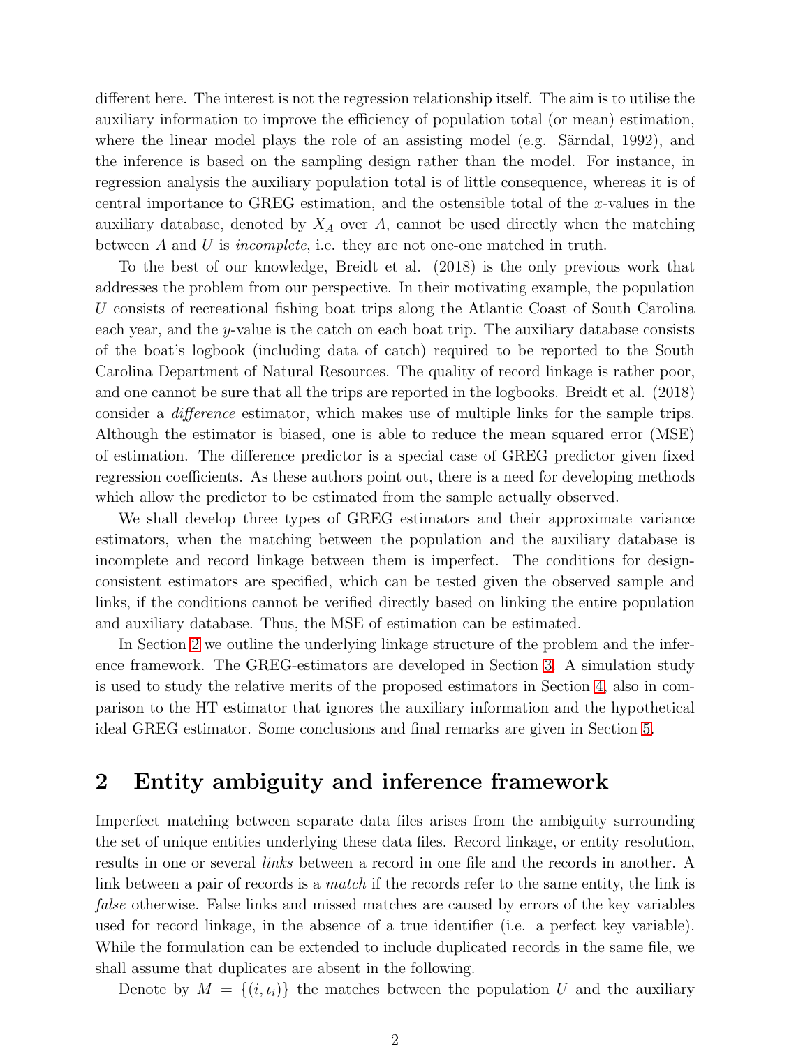different here. The interest is not the regression relationship itself. The aim is to utilise the auxiliary information to improve the efficiency of population total (or mean) estimation, where the linear model plays the role of an assisting model (e.g. Särndal, 1992), and the inference is based on the sampling design rather than the model. For instance, in regression analysis the auxiliary population total is of little consequence, whereas it is of central importance to GREG estimation, and the ostensible total of the $x$-values in the auxiliary database, denoted by $X_A$ over $A$, cannot be used directly when the matching between $A$ and $U$ is *incomplete*, i.e. they are not one-one matched in truth.

To the best of our knowledge, Breidt et al. (2018) is the only previous work that addresses the problem from our perspective. In their motivating example, the population $U$ consists of recreational fishing boat trips along the Atlantic Coast of South Carolina each year, and the $y$-value is the catch on each boat trip. The auxiliary database consists of the boat's logbook (including data of catch) required to be reported to the South Carolina Department of Natural Resources. The quality of record linkage is rather poor, and one cannot be sure that all the trips are reported in the logbooks. Breidt et al. (2018) consider a *difference* estimator, which makes use of multiple links for the sample trips. Although the estimator is biased, one is able to reduce the mean squared error (MSE) of estimation. The difference predictor is a special case of GREG predictor given fixed regression coefficients. As these authors point out, there is a need for developing methods which allow the predictor to be estimated from the sample actually observed.

We shall develop three types of GREG estimators and their approximate variance estimators, when the matching between the population and the auxiliary database is incomplete and record linkage between them is imperfect. The conditions for design-consistent estimators are specified, which can be tested given the observed sample and links, if the conditions cannot be verified directly based on linking the entire population and auxiliary database. Thus, the MSE of estimation can be estimated.

In Section 2 we outline the underlying linkage structure of the problem and the inference framework. The GREG-estimators are developed in Section 3. A simulation study is used to study the relative merits of the proposed estimators in Section 4, also in comparison to the HT estimator that ignores the auxiliary information and the hypothetical ideal GREG estimator. Some conclusions and final remarks are given in Section 5.

## 2 Entity ambiguity and inference framework

Imperfect matching between separate data files arises from the ambiguity surrounding the set of unique entities underlying these data files. Record linkage, or entity resolution, results in one or several *links* between a record in one file and the records in another. A link between a pair of records is a *match* if the records refer to the same entity, the link is *false* otherwise. False links and missed matches are caused by errors of the key variables used for record linkage, in the absence of a true identifier (i.e. a perfect key variable). While the formulation can be extended to include duplicated records in the same file, we shall assume that duplicates are absent in the following.

Denote by $M = \{(i, \iota_i)\}$ the matches between the population $U$ and the auxiliary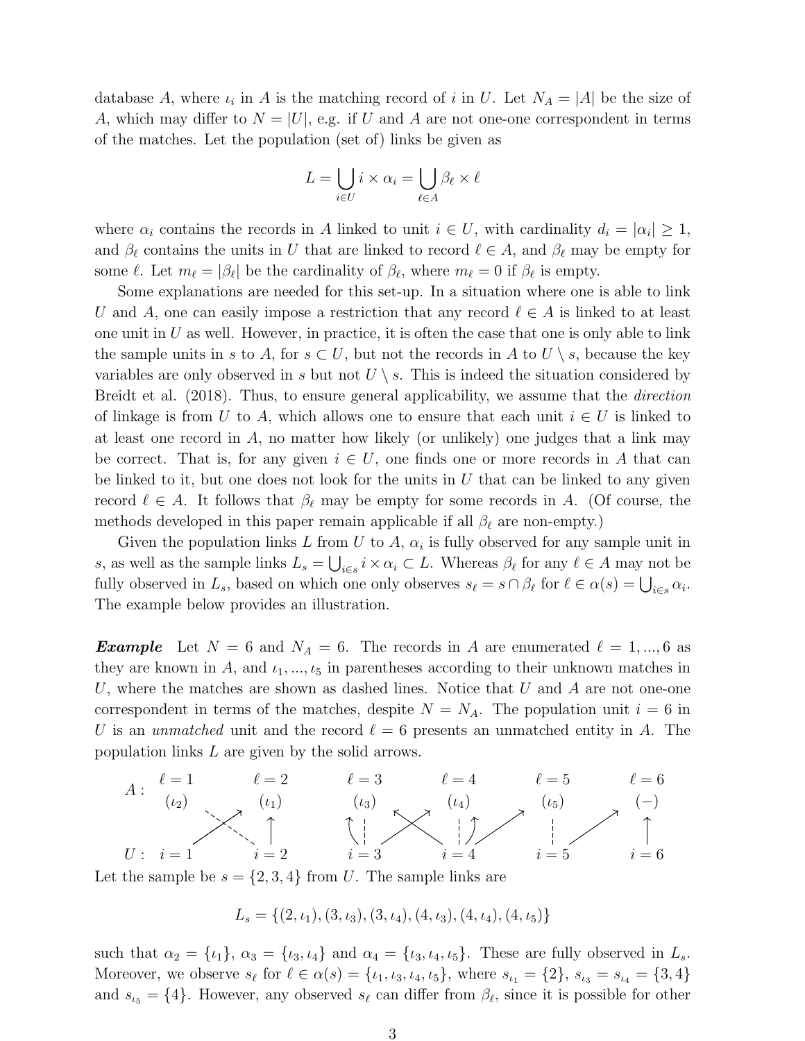database $A$, where $\iota_i$ in $A$ is the matching record of $i$ in $U$. Let $N_A = |A|$ be the size of $A$, which may differ to $N = |U|$, e.g. if $U$ and $A$ are not one-one correspondent in terms of the matches. Let the population (set of) links be given as

$$L = \bigcup_{i \in U} i \times \alpha_i = \bigcup_{\ell \in A} \beta_\ell \times \ell$$

where $\alpha_i$ contains the records in $A$ linked to unit $i \in U$, with cardinality $d_i = |\alpha_i| \geq 1$, and $\beta_\ell$ contains the units in $U$ that are linked to record $\ell \in A$, and $\beta_\ell$ may be empty for some $\ell$. Let $m_\ell = |\beta_\ell|$ be the cardinality of $\beta_\ell$, where $m_\ell = 0$ if $\beta_\ell$ is empty.

Some explanations are needed for this set-up. In a situation where one is able to link $U$ and $A$, one can easily impose a restriction that any record $\ell \in A$ is linked to at least one unit in $U$ as well. However, in practice, it is often the case that one is only able to link the sample units in $s$ to $A$, for $s \subset U$, but not the records in $A$ to $U \setminus s$, because the key variables are only observed in $s$ but not $U \setminus s$. This is indeed the situation considered by Breidt et al. (2018). Thus, to ensure general applicability, we assume that the *direction* of linkage is from $U$ to $A$, which allows one to ensure that each unit $i \in U$ is linked to at least one record in $A$, no matter how likely (or unlikely) one judges that a link may be correct. That is, for any given $i \in U$, one finds one or more records in $A$ that can be linked to it, but one does not look for the units in $U$ that can be linked to any given record $\ell \in A$. It follows that $\beta_\ell$ may be empty for some records in $A$. (Of course, the methods developed in this paper remain applicable if all $\beta_\ell$ are non-empty.)

Given the population links $L$ from $U$ to $A$, $\alpha_i$ is fully observed for any sample unit in $s$, as well as the sample links $L_s = \bigcup_{i \in s} i \times \alpha_i \subset L$. Whereas $\beta_\ell$ for any $\ell \in A$ may not be fully observed in $L_s$, based on which one only observes $s_\ell = s \cap \beta_\ell$ for $\ell \in \alpha(s) = \bigcup_{i \in s} \alpha_i$. The example below provides an illustration.

***Example*** Let $N = 6$ and $N_A = 6$. The records in $A$ are enumerated $\ell = 1, ..., 6$ as they are known in $A$, and $\iota_1, ..., \iota_5$ in parentheses according to their unknown matches in $U$, where the matches are shown as dashed lines. Notice that $U$ and $A$ are not one-one correspondent in terms of the matches, despite $N = N_A$. The population unit $i = 6$ in $U$ is an *unmatched* unit and the record $\ell = 6$ presents an unmatched entity in $A$. The population links $L$ are given by the solid arrows.

| | | | | | | |
|---|---|---|---|---|---|---|
| $A$ : | $\ell = 1$ ($\iota_2$) | $\ell = 2$ ($\iota_1$) | $\ell = 3$ ($\iota_3$) | $\ell = 4$ ($\iota_4$) | $\ell = 5$ ($\iota_5$) | $\ell = 6$ ($-$) |
| $U$ : | $i = 1$ | $i = 2$ | $i = 3$ | $i = 4$ | $i = 5$ | $i = 6$ |

Let the sample be $s = \{2, 3, 4\}$ from $U$. The sample links are

$$L_s = \{(2, \iota_1), (3, \iota_3), (3, \iota_4), (4, \iota_3), (4, \iota_4), (4, \iota_5)\}$$

such that $\alpha_2 = \{\iota_1\}$, $\alpha_3 = \{\iota_3, \iota_4\}$ and $\alpha_4 = \{\iota_3, \iota_4, \iota_5\}$. These are fully observed in $L_s$. Moreover, we observe $s_\ell$ for $\ell \in \alpha(s) = \{\iota_1, \iota_3, \iota_4, \iota_5\}$, where $s_{\iota_1} = \{2\}$, $s_{\iota_3} = s_{\iota_4} = \{3, 4\}$ and $s_{\iota_5} = \{4\}$. However, any observed $s_\ell$ can differ from $\beta_\ell$, since it is possible for other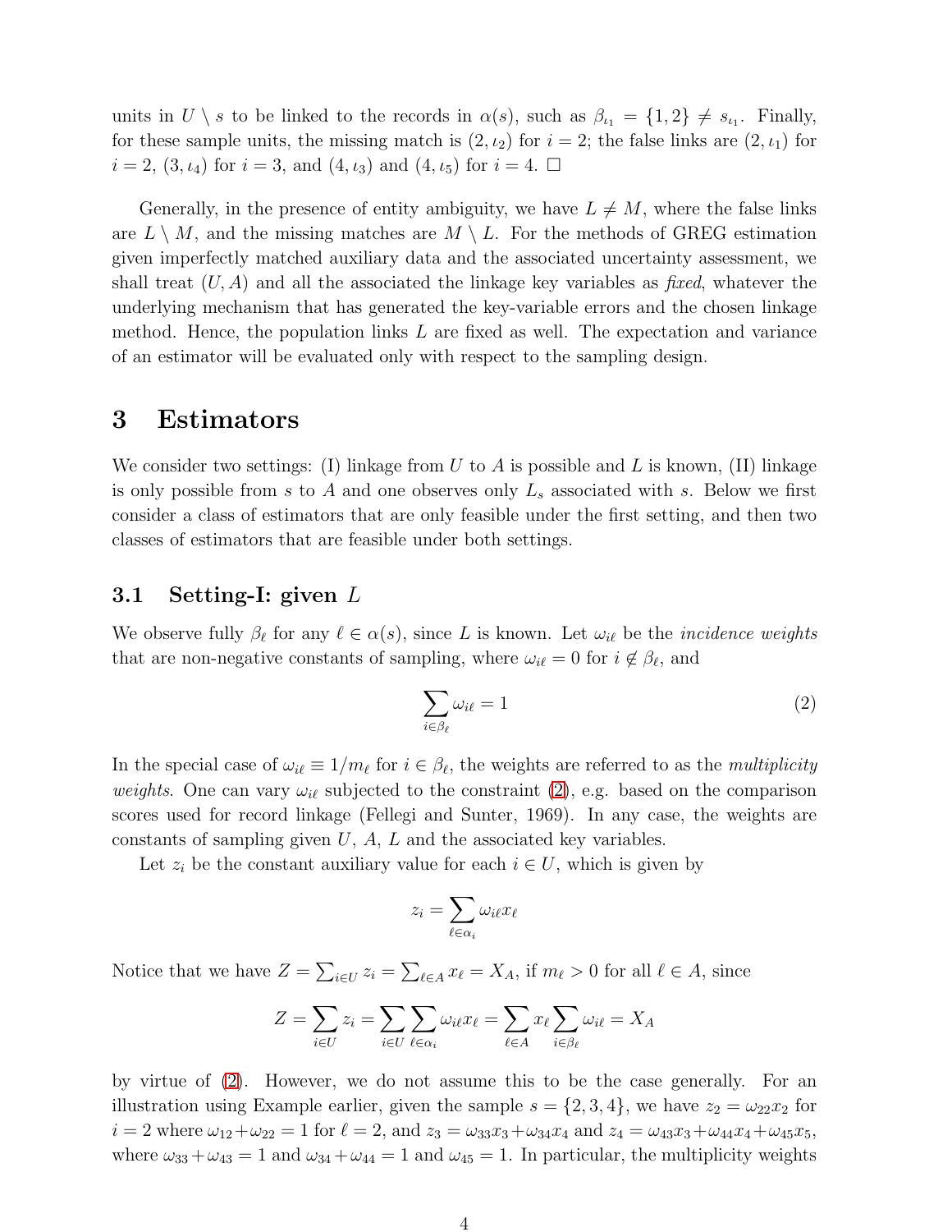units in $U \setminus s$ to be linked to the records in $\alpha(s)$, such as $\beta_{\iota_1} = \{1, 2\} \neq s_{\iota_1}$. Finally, for these sample units, the missing match is $(2, \iota_2)$ for $i = 2$; the false links are $(2, \iota_1)$ for $i = 2$, $(3, \iota_4)$ for $i = 3$, and $(4, \iota_3)$ and $(4, \iota_5)$ for $i = 4$. □

Generally, in the presence of entity ambiguity, we have $L \neq M$, where the false links are $L \setminus M$, and the missing matches are $M \setminus L$. For the methods of GREG estimation given imperfectly matched auxiliary data and the associated uncertainty assessment, we shall treat $(U, A)$ and all the associated the linkage key variables as *fixed*, whatever the underlying mechanism that has generated the key-variable errors and the chosen linkage method. Hence, the population links $L$ are fixed as well. The expectation and variance of an estimator will be evaluated only with respect to the sampling design.

# 3 Estimators

We consider two settings: (I) linkage from $U$ to $A$ is possible and $L$ is known, (II) linkage is only possible from $s$ to $A$ and one observes only $L_s$ associated with $s$. Below we first consider a class of estimators that are only feasible under the first setting, and then two classes of estimators that are feasible under both settings.

## 3.1 Setting-I: given $L$

We observe fully $\beta_\ell$ for any $\ell \in \alpha(s)$, since $L$ is known. Let $\omega_{i\ell}$ be the *incidence weights* that are non-negative constants of sampling, where $\omega_{i\ell} = 0$ for $i \notin \beta_\ell$, and

$$\sum_{i \in \beta_\ell} \omega_{i\ell} = 1 \tag{2}$$

In the special case of $\omega_{i\ell} \equiv 1/m_\ell$ for $i \in \beta_\ell$, the weights are referred to as the *multiplicity weights*. One can vary $\omega_{i\ell}$ subjected to the constraint (2), e.g. based on the comparison scores used for record linkage (Fellegi and Sunter, 1969). In any case, the weights are constants of sampling given $U$, $A$, $L$ and the associated key variables.

Let $z_i$ be the constant auxiliary value for each $i \in U$, which is given by

$$z_i = \sum_{\ell \in \alpha_i} \omega_{i\ell} x_\ell$$

Notice that we have $Z = \sum_{i \in U} z_i = \sum_{\ell \in A} x_\ell = X_A$, if $m_\ell > 0$ for all $\ell \in A$, since

$$Z = \sum_{i \in U} z_i = \sum_{i \in U} \sum_{\ell \in \alpha_i} \omega_{i\ell} x_\ell = \sum_{\ell \in A} x_\ell \sum_{i \in \beta_\ell} \omega_{i\ell} = X_A$$

by virtue of (2). However, we do not assume this to be the case generally. For an illustration using Example earlier, given the sample $s = \{2, 3, 4\}$, we have $z_2 = \omega_{22} x_2$ for $i = 2$ where $\omega_{12} + \omega_{22} = 1$ for $\ell = 2$, and $z_3 = \omega_{33} x_3 + \omega_{34} x_4$ and $z_4 = \omega_{43} x_3 + \omega_{44} x_4 + \omega_{45} x_5$, where $\omega_{33} + \omega_{43} = 1$ and $\omega_{34} + \omega_{44} = 1$ and $\omega_{45} = 1$. In particular, the multiplicity weights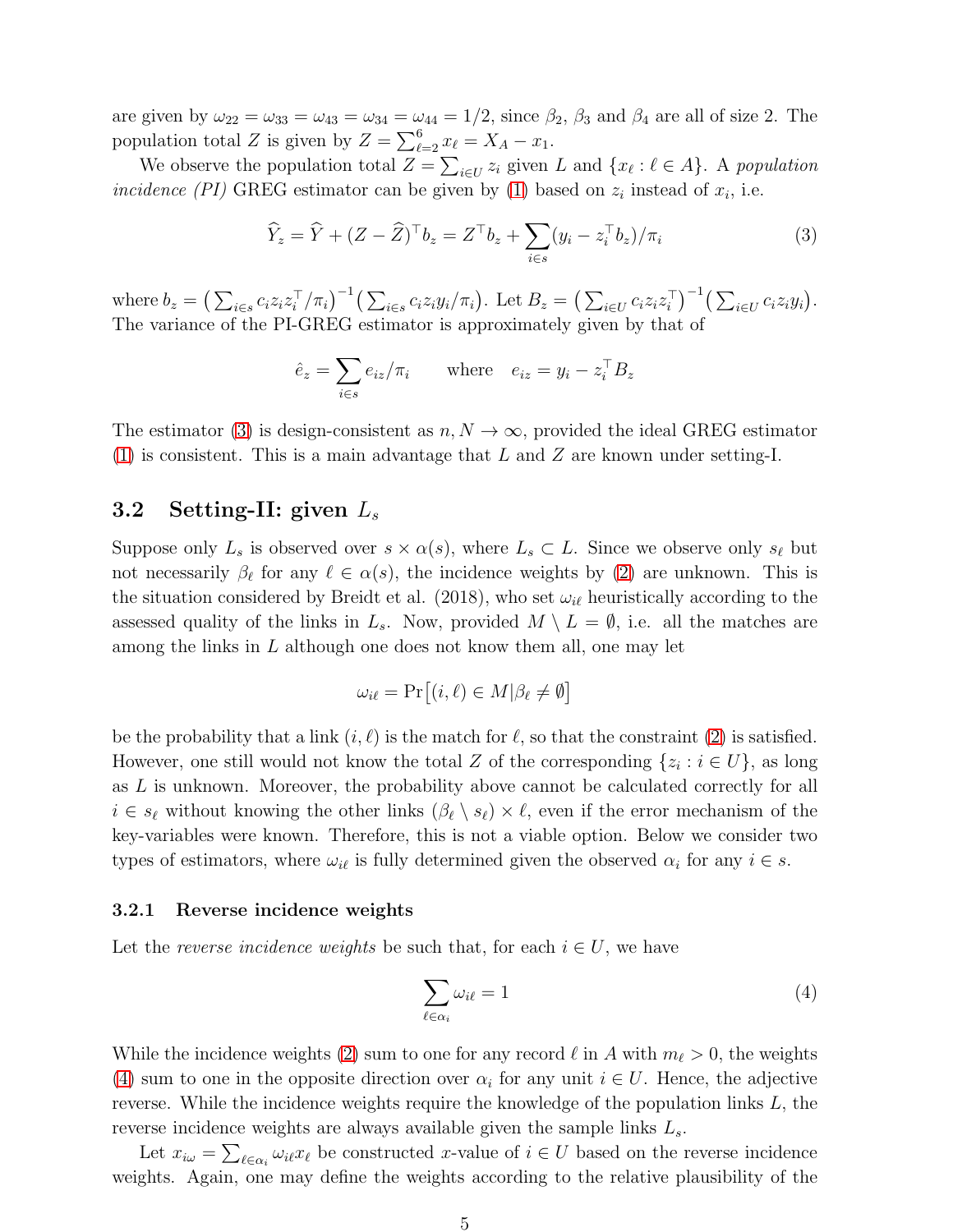are given by $\omega_{22} = \omega_{33} = \omega_{43} = \omega_{34} = \omega_{44} = 1/2$, since $\beta_2$, $\beta_3$ and $\beta_4$ are all of size 2. The population total $Z$ is given by $Z = \sum_{\ell=2}^{6} x_\ell = X_A - x_1$.

We observe the population total $Z = \sum_{i \in U} z_i$ given $L$ and $\{x_\ell : \ell \in A\}$. A *population incidence (PI)* GREG estimator can be given by (1) based on $z_i$ instead of $x_i$, i.e.

$$\widehat{Y}_z = \widehat{Y} + (Z - \widehat{Z})^\top b_z = Z^\top b_z + \sum_{i \in s} (y_i - z_i^\top b_z)/\pi_i \tag{3}$$

where $b_z = \big( \sum_{i \in s} c_i z_i z_i^\top / \pi_i \big)^{-1} \big( \sum_{i \in s} c_i z_i y_i / \pi_i \big)$. Let $B_z = \big( \sum_{i \in U} c_i z_i z_i^\top \big)^{-1} \big( \sum_{i \in U} c_i z_i y_i \big)$. The variance of the PI-GREG estimator is approximately given by that of

$$\hat{e}_z = \sum_{i \in s} e_{iz}/\pi_i \qquad \text{where} \quad e_{iz} = y_i - z_i^\top B_z$$

The estimator (3) is design-consistent as $n, N \to \infty$, provided the ideal GREG estimator (1) is consistent. This is a main advantage that $L$ and $Z$ are known under setting-I.

## 3.2 Setting-II: given $L_s$

Suppose only $L_s$ is observed over $s \times \alpha(s)$, where $L_s \subset L$. Since we observe only $s_\ell$ but not necessarily $\beta_\ell$ for any $\ell \in \alpha(s)$, the incidence weights by (2) are unknown. This is the situation considered by Breidt et al. (2018), who set $\omega_{i\ell}$ heuristically according to the assessed quality of the links in $L_s$. Now, provided $M \setminus L = \emptyset$, i.e. all the matches are among the links in $L$ although one does not know them all, one may let

$$\omega_{i\ell} = \Pr\big[(i, \ell) \in M | \beta_\ell \neq \emptyset\big]$$

be the probability that a link $(i, \ell)$ is the match for $\ell$, so that the constraint (2) is satisfied. However, one still would not know the total $Z$ of the corresponding $\{z_i : i \in U\}$, as long as $L$ is unknown. Moreover, the probability above cannot be calculated correctly for all $i \in s_\ell$ without knowing the other links $(\beta_\ell \setminus s_\ell) \times \ell$, even if the error mechanism of the key-variables were known. Therefore, this is not a viable option. Below we consider two types of estimators, where $\omega_{i\ell}$ is fully determined given the observed $\alpha_i$ for any $i \in s$.

### 3.2.1 Reverse incidence weights

Let the *reverse incidence weights* be such that, for each $i \in U$, we have

$$\sum_{\ell \in \alpha_i} \omega_{i\ell} = 1 \tag{4}$$

While the incidence weights (2) sum to one for any record $\ell$ in $A$ with $m_\ell > 0$, the weights (4) sum to one in the opposite direction over $\alpha_i$ for any unit $i \in U$. Hence, the adjective reverse. While the incidence weights require the knowledge of the population links $L$, the reverse incidence weights are always available given the sample links $L_s$.

Let $x_{i\omega} = \sum_{\ell \in \alpha_i} \omega_{i\ell} x_\ell$ be constructed $x$-value of $i \in U$ based on the reverse incidence weights. Again, one may define the weights according to the relative plausibility of the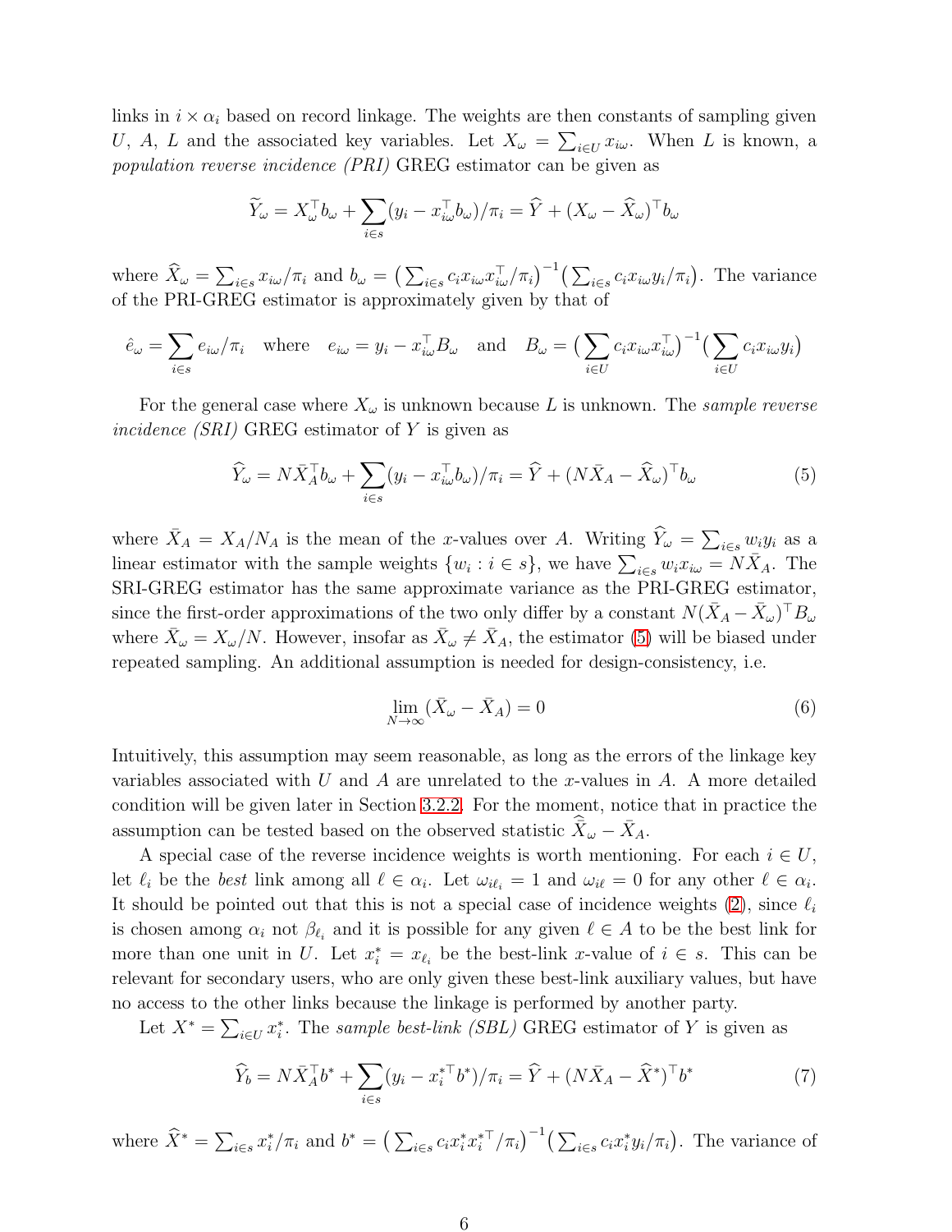links in $i \times \alpha_i$ based on record linkage. The weights are then constants of sampling given $U$, $A$, $L$ and the associated key variables. Let $X_\omega = \sum_{i \in U} x_{i\omega}$. When $L$ is known, a *population reverse incidence (PRI)* GREG estimator can be given as

$$\widetilde{Y}_\omega = X_\omega^\top b_\omega + \sum_{i \in s} (y_i - x_{i\omega}^\top b_\omega)/\pi_i = \widehat{Y} + (X_\omega - \widehat{X}_\omega)^\top b_\omega$$

where $\widehat{X}_\omega = \sum_{i \in s} x_{i\omega}/\pi_i$ and $b_\omega = \big(\sum_{i \in s} c_i x_{i\omega} x_{i\omega}^\top/\pi_i\big)^{-1}\big(\sum_{i \in s} c_i x_{i\omega} y_i/\pi_i\big)$. The variance of the PRI-GREG estimator is approximately given by that of

$$\hat{e}_\omega = \sum_{i \in s} e_{i\omega}/\pi_i \quad \text{where} \quad e_{i\omega} = y_i - x_{i\omega}^\top B_\omega \quad \text{and} \quad B_\omega = \big(\sum_{i \in U} c_i x_{i\omega} x_{i\omega}^\top\big)^{-1}\big(\sum_{i \in U} c_i x_{i\omega} y_i\big)$$

For the general case where $X_\omega$ is unknown because $L$ is unknown. The *sample reverse incidence (SRI)* GREG estimator of $Y$ is given as

$$\widehat{Y}_\omega = N\bar{X}_A^\top b_\omega + \sum_{i \in s} (y_i - x_{i\omega}^\top b_\omega)/\pi_i = \widehat{Y} + (N\bar{X}_A - \widehat{X}_\omega)^\top b_\omega \tag{5}$$

where $\bar{X}_A = X_A/N_A$ is the mean of the $x$-values over $A$. Writing $\widehat{Y}_\omega = \sum_{i \in s} w_i y_i$ as a linear estimator with the sample weights $\{w_i : i \in s\}$, we have $\sum_{i \in s} w_i x_{i\omega} = N\bar{X}_A$. The SRI-GREG estimator has the same approximate variance as the PRI-GREG estimator, since the first-order approximations of the two only differ by a constant $N(\bar{X}_A - \bar{X}_\omega)^\top B_\omega$ where $\bar{X}_\omega = X_\omega/N$. However, insofar as $\bar{X}_\omega \neq \bar{X}_A$, the estimator (5) will be biased under repeated sampling. An additional assumption is needed for design-consistency, i.e.

$$\lim_{N \to \infty} (\bar{X}_\omega - \bar{X}_A) = 0 \tag{6}$$

Intuitively, this assumption may seem reasonable, as long as the errors of the linkage key variables associated with $U$ and $A$ are unrelated to the $x$-values in $A$. A more detailed condition will be given later in Section 3.2.2. For the moment, notice that in practice the assumption can be tested based on the observed statistic $\widehat{\bar{X}}_\omega - \bar{X}_A$.

A special case of the reverse incidence weights is worth mentioning. For each $i \in U$, let $\ell_i$ be the *best* link among all $\ell \in \alpha_i$. Let $\omega_{i\ell_i} = 1$ and $\omega_{i\ell} = 0$ for any other $\ell \in \alpha_i$. It should be pointed out that this is not a special case of incidence weights (2), since $\ell_i$ is chosen among $\alpha_i$ not $\beta_{\ell_i}$ and it is possible for any given $\ell \in A$ to be the best link for more than one unit in $U$. Let $x_i^* = x_{\ell_i}$ be the best-link $x$-value of $i \in s$. This can be relevant for secondary users, who are only given these best-link auxiliary values, but have no access to the other links because the linkage is performed by another party.

Let $X^* = \sum_{i \in U} x_i^*$. The *sample best-link (SBL)* GREG estimator of $Y$ is given as

$$\widehat{Y}_b = N\bar{X}_A^\top b^* + \sum_{i \in s} (y_i - x_i^{*\top} b^*)/\pi_i = \widehat{Y} + (N\bar{X}_A - \widehat{X}^*)^\top b^* \tag{7}$$

where $\widehat{X}^* = \sum_{i \in s} x_i^*/\pi_i$ and $b^* = \big(\sum_{i \in s} c_i x_i^* x_i^{*\top}/\pi_i\big)^{-1}\big(\sum_{i \in s} c_i x_i^* y_i/\pi_i\big)$. The variance of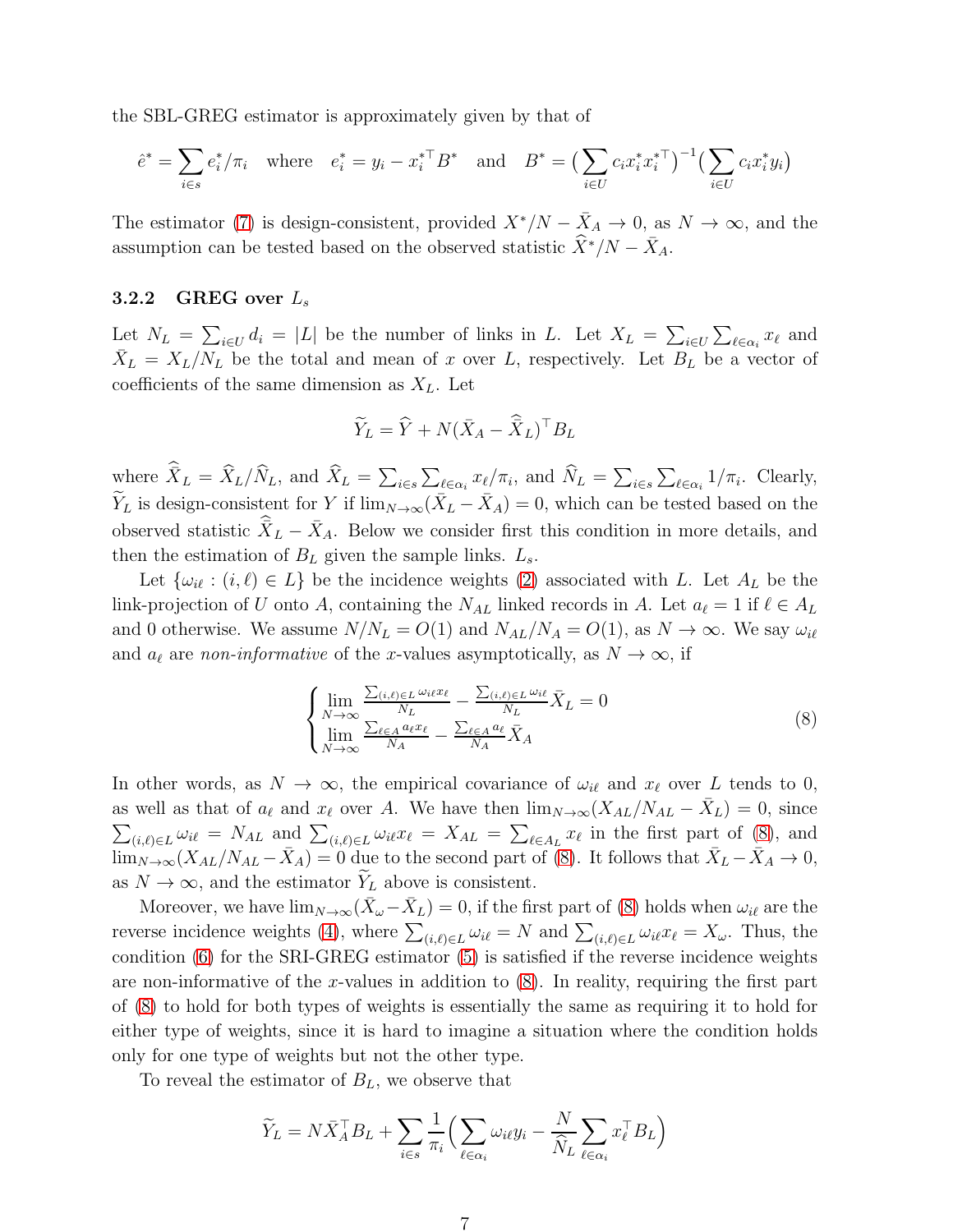the SBL-GREG estimator is approximately given by that of

$$\hat{e}^* = \sum_{i \in s} e_i^*/\pi_i \quad \text{where} \quad e_i^* = y_i - x_i^{*\top} B^* \quad \text{and} \quad B^* = \big(\sum_{i \in U} c_i x_i^* x_i^{*\top}\big)^{-1} \big(\sum_{i \in U} c_i x_i^* y_i\big)$$

The estimator (7) is design-consistent, provided $X^*/N - \bar{X}_A \to 0$, as $N \to \infty$, and the assumption can be tested based on the observed statistic $\widehat{X}^*/N - \bar{X}_A$.

### 3.2.2 GREG over $L_s$

Let $N_L = \sum_{i \in U} d_i = |L|$ be the number of links in $L$. Let $X_L = \sum_{i \in U} \sum_{\ell \in \alpha_i} x_\ell$ and $\bar{X}_L = X_L/N_L$ be the total and mean of $x$ over $L$, respectively. Let $B_L$ be a vector of coefficients of the same dimension as $X_L$. Let

$$\widetilde{Y}_L = \widehat{Y} + N(\bar{X}_A - \widehat{\bar{X}}_L)^\top B_L$$

where $\widehat{\bar{X}}_L = \widehat{X}_L/\widehat{N}_L$, and $\widehat{X}_L = \sum_{i \in s} \sum_{\ell \in \alpha_i} x_\ell/\pi_i$, and $\widehat{N}_L = \sum_{i \in s} \sum_{\ell \in \alpha_i} 1/\pi_i$. Clearly, $\widetilde{Y}_L$ is design-consistent for $Y$ if $\lim_{N \to \infty} (\bar{X}_L - \bar{X}_A) = 0$, which can be tested based on the observed statistic $\widehat{\bar{X}}_L - \bar{X}_A$. Below we consider first this condition in more details, and then the estimation of $B_L$ given the sample links. $L_s$.

Let $\{\omega_{i\ell} : (i, \ell) \in L\}$ be the incidence weights (2) associated with $L$. Let $A_L$ be the link-projection of $U$ onto $A$, containing the $N_{AL}$ linked records in $A$. Let $a_\ell = 1$ if $\ell \in A_L$ and 0 otherwise. We assume $N/N_L = O(1)$ and $N_{AL}/N_A = O(1)$, as $N \to \infty$. We say $\omega_{i\ell}$ and $a_\ell$ are *non-informative* of the $x$-values asymptotically, as $N \to \infty$, if

$$\begin{cases} \lim\limits_{N \to \infty} \frac{\sum_{(i,\ell) \in L} \omega_{i\ell} x_\ell}{N_L} - \frac{\sum_{(i,\ell) \in L} \omega_{i\ell}}{N_L} \bar{X}_L = 0 \\ \lim\limits_{N \to \infty} \frac{\sum_{\ell \in A} a_\ell x_\ell}{N_A} - \frac{\sum_{\ell \in A} a_\ell}{N_A} \bar{X}_A \end{cases} \tag{8}$$

In other words, as $N \to \infty$, the empirical covariance of $\omega_{i\ell}$ and $x_\ell$ over $L$ tends to 0, as well as that of $a_\ell$ and $x_\ell$ over $A$. We have then $\lim_{N \to \infty} (X_{AL}/N_{AL} - \bar{X}_L) = 0$, since $\sum_{(i,\ell) \in L} \omega_{i\ell} = N_{AL}$ and $\sum_{(i,\ell) \in L} \omega_{i\ell} x_\ell = X_{AL} = \sum_{\ell \in A_L} x_\ell$ in the first part of (8), and $\lim_{N \to \infty} (X_{AL}/N_{AL} - \bar{X}_A) = 0$ due to the second part of (8). It follows that $\bar{X}_L - \bar{X}_A \to 0$, as $N \to \infty$, and the estimator $\widetilde{Y}_L$ above is consistent.

Moreover, we have $\lim_{N \to \infty} (\bar{X}_\omega - \bar{X}_L) = 0$, if the first part of (8) holds when $\omega_{i\ell}$ are the reverse incidence weights (4), where $\sum_{(i,\ell) \in L} \omega_{i\ell} = N$ and $\sum_{(i,\ell) \in L} \omega_{i\ell} x_\ell = X_\omega$. Thus, the condition (6) for the SRI-GREG estimator (5) is satisfied if the reverse incidence weights are non-informative of the $x$-values in addition to (8). In reality, requiring the first part of (8) to hold for both types of weights is essentially the same as requiring it to hold for either type of weights, since it is hard to imagine a situation where the condition holds only for one type of weights but not the other type.

To reveal the estimator of $B_L$, we observe that

$$\widetilde{Y}_L = N \bar{X}_A^\top B_L + \sum_{i \in s} \frac{1}{\pi_i} \Big( \sum_{\ell \in \alpha_i} \omega_{i\ell} y_i - \frac{N}{\widehat{N}_L} \sum_{\ell \in \alpha_i} x_\ell^\top B_L \Big)$$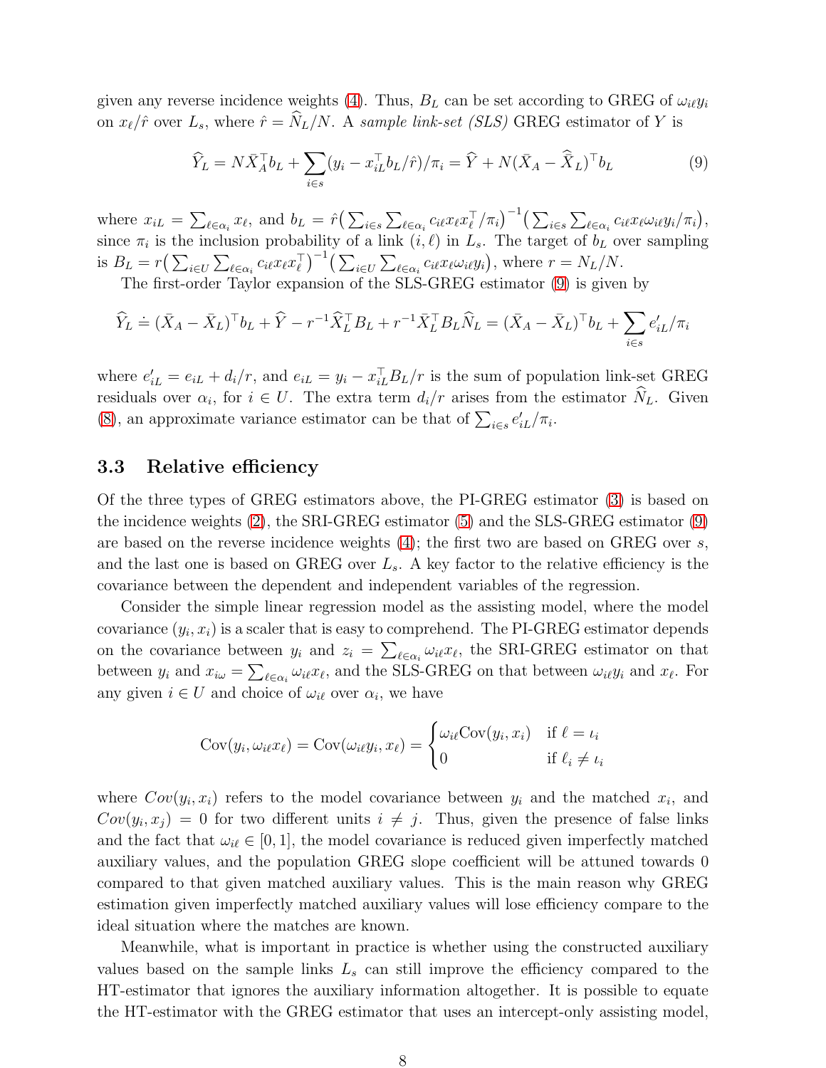given any reverse incidence weights (4). Thus, $B_L$ can be set according to GREG of $\omega_{i\ell} y_i$ on $x_\ell / \hat{r}$ over $L_s$, where $\hat{r} = \widehat{N}_L / N$. A *sample link-set (SLS)* GREG estimator of $Y$ is

$$\widehat{Y}_L = N \bar{X}_A^\top b_L + \sum_{i \in s} (y_i - x_{iL}^\top b_L / \hat{r}) / \pi_i = \widehat{Y} + N(\bar{X}_A - \widehat{\bar{X}}_L)^\top b_L \tag{9}$$

where $x_{iL} = \sum_{\ell \in \alpha_i} x_\ell$, and $b_L = \hat{r} \big( \sum_{i \in s} \sum_{\ell \in \alpha_i} c_{i\ell} x_\ell x_\ell^\top / \pi_i \big)^{-1} \big( \sum_{i \in s} \sum_{\ell \in \alpha_i} c_{i\ell} x_\ell \omega_{i\ell} y_i / \pi_i \big)$, since $\pi_i$ is the inclusion probability of a link $(i, \ell)$ in $L_s$. The target of $b_L$ over sampling is $B_L = r \big( \sum_{i \in U} \sum_{\ell \in \alpha_i} c_{i\ell} x_\ell x_\ell^\top \big)^{-1} \big( \sum_{i \in U} \sum_{\ell \in \alpha_i} c_{i\ell} x_\ell \omega_{i\ell} y_i \big)$, where $r = N_L / N$.

The first-order Taylor expansion of the SLS-GREG estimator (9) is given by

$$\widehat{Y}_L \doteq (\bar{X}_A - \bar{X}_L)^\top b_L + \widehat{Y} - r^{-1} \widehat{X}_L^\top B_L + r^{-1} \bar{X}_L^\top B_L \widehat{N}_L = (\bar{X}_A - \bar{X}_L)^\top b_L + \sum_{i \in s} e'_{iL} / \pi_i$$

where $e'_{iL} = e_{iL} + d_i / r$, and $e_{iL} = y_i - x_{iL}^\top B_L / r$ is the sum of population link-set GREG residuals over $\alpha_i$, for $i \in U$. The extra term $d_i / r$ arises from the estimator $\widehat{N}_L$. Given (8), an approximate variance estimator can be that of $\sum_{i \in s} e'_{iL} / \pi_i$.

### 3.3 Relative efficiency

Of the three types of GREG estimators above, the PI-GREG estimator (3) is based on the incidence weights (2), the SRI-GREG estimator (5) and the SLS-GREG estimator (9) are based on the reverse incidence weights (4); the first two are based on GREG over $s$, and the last one is based on GREG over $L_s$. A key factor to the relative efficiency is the covariance between the dependent and independent variables of the regression.

Consider the simple linear regression model as the assisting model, where the model covariance $(y_i, x_i)$ is a scaler that is easy to comprehend. The PI-GREG estimator depends on the covariance between $y_i$ and $z_i = \sum_{\ell \in \alpha_i} \omega_{i\ell} x_\ell$, the SRI-GREG estimator on that between $y_i$ and $x_{i\omega} = \sum_{\ell \in \alpha_i} \omega_{i\ell} x_\ell$, and the SLS-GREG on that between $\omega_{i\ell} y_i$ and $x_\ell$. For any given $i \in U$ and choice of $\omega_{i\ell}$ over $\alpha_i$, we have

$$\text{Cov}(y_i, \omega_{i\ell} x_\ell) = \text{Cov}(\omega_{i\ell} y_i, x_\ell) = \begin{cases} \omega_{i\ell} \text{Cov}(y_i, x_i) & \text{if } \ell = \iota_i \\ 0 & \text{if } \ell_i \neq \iota_i \end{cases}$$

where $Cov(y_i, x_i)$ refers to the model covariance between $y_i$ and the matched $x_i$, and $Cov(y_i, x_j) = 0$ for two different units $i \neq j$. Thus, given the presence of false links and the fact that $\omega_{i\ell} \in [0, 1]$, the model covariance is reduced given imperfectly matched auxiliary values, and the population GREG slope coefficient will be attuned towards 0 compared to that given matched auxiliary values. This is the main reason why GREG estimation given imperfectly matched auxiliary values will lose efficiency compare to the ideal situation where the matches are known.

Meanwhile, what is important in practice is whether using the constructed auxiliary values based on the sample links $L_s$ can still improve the efficiency compared to the HT-estimator that ignores the auxiliary information altogether. It is possible to equate the HT-estimator with the GREG estimator that uses an intercept-only assisting model,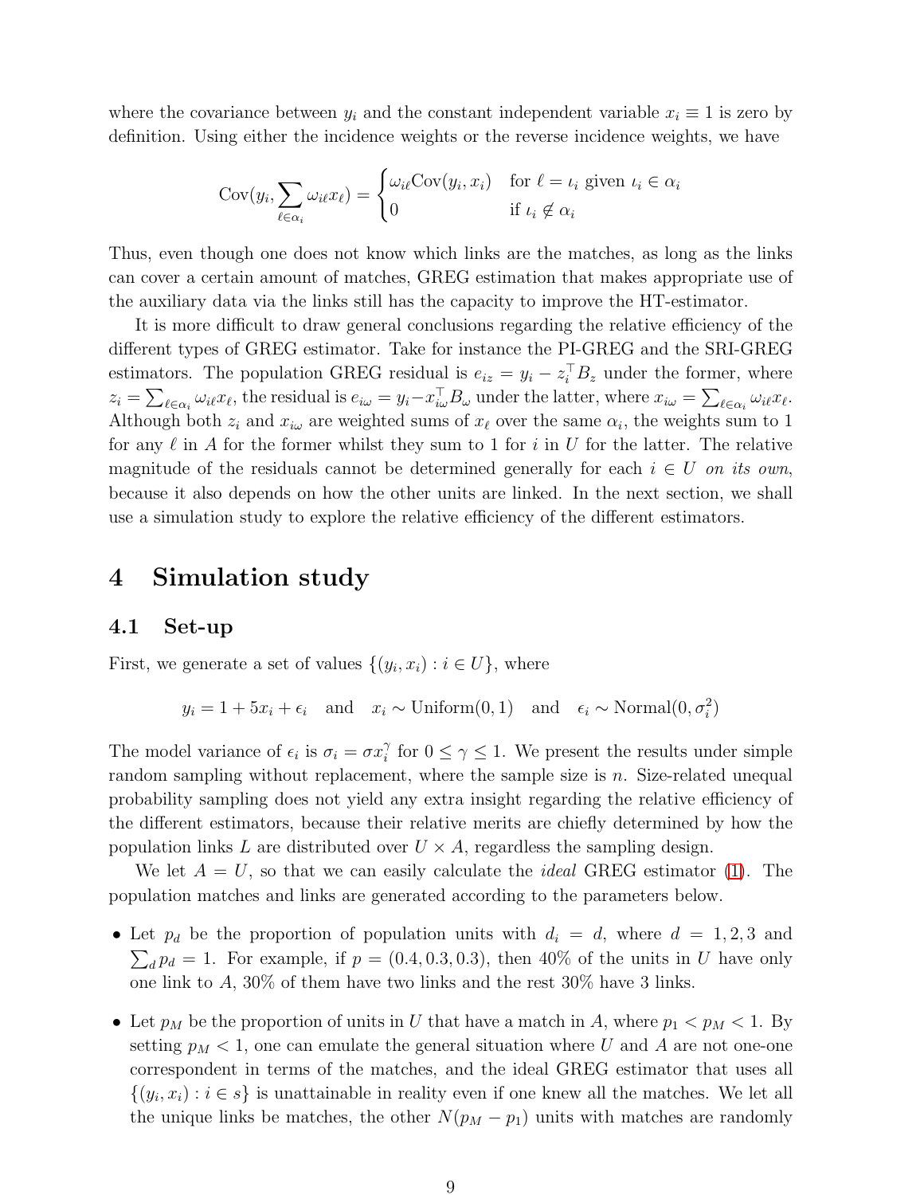where the covariance between $y_i$ and the constant independent variable $x_i \equiv 1$ is zero by definition. Using either the incidence weights or the reverse incidence weights, we have

$$
\text{Cov}(y_i, \sum_{\ell \in \alpha_i} \omega_{i\ell} x_\ell) = \begin{cases} \omega_{i\ell}\text{Cov}(y_i, x_i) & \text{for } \ell = \iota_i \text{ given } \iota_i \in \alpha_i \\ 0 & \text{if } \iota_i \notin \alpha_i \end{cases}
$$

Thus, even though one does not know which links are the matches, as long as the links can cover a certain amount of matches, GREG estimation that makes appropriate use of the auxiliary data via the links still has the capacity to improve the HT-estimator.

It is more difficult to draw general conclusions regarding the relative efficiency of the different types of GREG estimator. Take for instance the PI-GREG and the SRI-GREG estimators. The population GREG residual is $e_{iz} = y_i - z_i^\top B_z$ under the former, where $z_i = \sum_{\ell \in \alpha_i} \omega_{i\ell} x_\ell$, the residual is $e_{i\omega} = y_i - x_{i\omega}^\top B_\omega$ under the latter, where $x_{i\omega} = \sum_{\ell \in \alpha_i} \omega_{i\ell} x_\ell$. Although both $z_i$ and $x_{i\omega}$ are weighted sums of $x_\ell$ over the same $\alpha_i$, the weights sum to 1 for any $\ell$ in $A$ for the former whilst they sum to 1 for $i$ in $U$ for the latter. The relative magnitude of the residuals cannot be determined generally for each $i \in U$ *on its own*, because it also depends on how the other units are linked. In the next section, we shall use a simulation study to explore the relative efficiency of the different estimators.

# 4 Simulation study

## 4.1 Set-up

First, we generate a set of values $\{(y_i, x_i) : i \in U\}$, where

$$
y_i = 1 + 5x_i + \epsilon_i \quad \text{and} \quad x_i \sim \text{Uniform}(0,1) \quad \text{and} \quad \epsilon_i \sim \text{Normal}(0, \sigma_i^2)
$$

The model variance of $\epsilon_i$ is $\sigma_i = \sigma x_i^\gamma$ for $0 \leq \gamma \leq 1$. We present the results under simple random sampling without replacement, where the sample size is $n$. Size-related unequal probability sampling does not yield any extra insight regarding the relative efficiency of the different estimators, because their relative merits are chiefly determined by how the population links $L$ are distributed over $U \times A$, regardless the sampling design.

We let $A = U$, so that we can easily calculate the *ideal* GREG estimator (1). The population matches and links are generated according to the parameters below.

- Let $p_d$ be the proportion of population units with $d_i = d$, where $d = 1, 2, 3$ and $\sum_d p_d = 1$. For example, if $p = (0.4, 0.3, 0.3)$, then 40% of the units in $U$ have only one link to $A$, 30% of them have two links and the rest 30% have 3 links.
- Let $p_M$ be the proportion of units in $U$ that have a match in $A$, where $p_1 < p_M < 1$. By setting $p_M < 1$, one can emulate the general situation where $U$ and $A$ are not one-one correspondent in terms of the matches, and the ideal GREG estimator that uses all $\{(y_i, x_i) : i \in s\}$ is unattainable in reality even if one knew all the matches. We let all the unique links be matches, the other $N(p_M - p_1)$ units with matches are randomly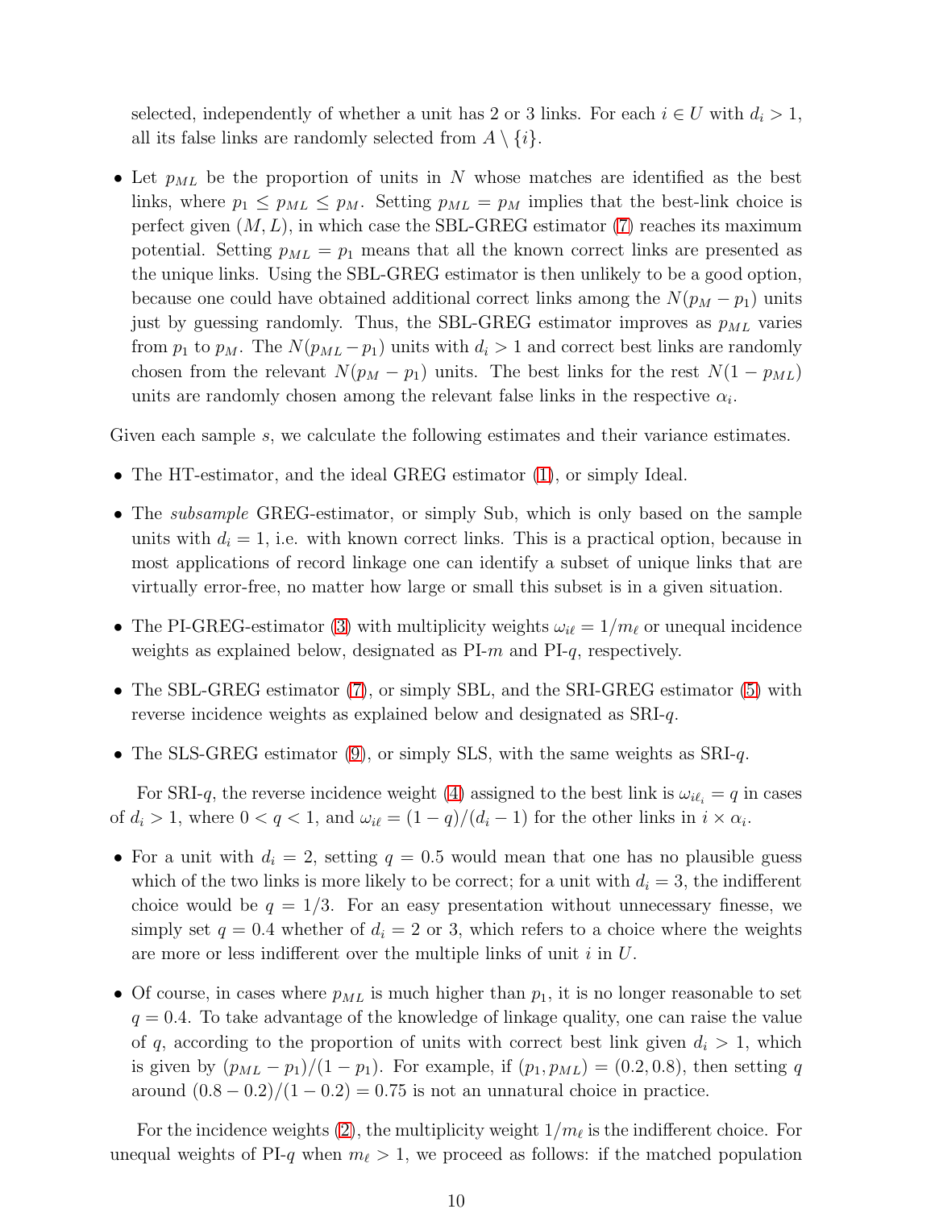selected, independently of whether a unit has 2 or 3 links. For each $i \in U$ with $d_i > 1$, all its false links are randomly selected from $A \setminus \{i\}$.

- Let $p_{ML}$ be the proportion of units in $N$ whose matches are identified as the best links, where $p_1 \leq p_{ML} \leq p_M$. Setting $p_{ML} = p_M$ implies that the best-link choice is perfect given $(M, L)$, in which case the SBL-GREG estimator (7) reaches its maximum potential. Setting $p_{ML} = p_1$ means that all the known correct links are presented as the unique links. Using the SBL-GREG estimator is then unlikely to be a good option, because one could have obtained additional correct links among the $N(p_M - p_1)$ units just by guessing randomly. Thus, the SBL-GREG estimator improves as $p_{ML}$ varies from $p_1$ to $p_M$. The $N(p_{ML} - p_1)$ units with $d_i > 1$ and correct best links are randomly chosen from the relevant $N(p_M - p_1)$ units. The best links for the rest $N(1 - p_{ML})$ units are randomly chosen among the relevant false links in the respective $\alpha_i$.

Given each sample $s$, we calculate the following estimates and their variance estimates.

- The HT-estimator, and the ideal GREG estimator (1), or simply Ideal.
- The *subsample* GREG-estimator, or simply Sub, which is only based on the sample units with $d_i = 1$, i.e. with known correct links. This is a practical option, because in most applications of record linkage one can identify a subset of unique links that are virtually error-free, no matter how large or small this subset is in a given situation.
- The PI-GREG-estimator (3) with multiplicity weights $\omega_{i\ell} = 1/m_\ell$ or unequal incidence weights as explained below, designated as PI-$m$ and PI-$q$, respectively.
- The SBL-GREG estimator (7), or simply SBL, and the SRI-GREG estimator (5) with reverse incidence weights as explained below and designated as SRI-$q$.
- The SLS-GREG estimator (9), or simply SLS, with the same weights as SRI-$q$.

For SRI-$q$, the reverse incidence weight (4) assigned to the best link is $\omega_{i\ell_i} = q$ in cases of $d_i > 1$, where $0 < q < 1$, and $\omega_{i\ell} = (1 - q)/(d_i - 1)$ for the other links in $i \times \alpha_i$.

- For a unit with $d_i = 2$, setting $q = 0.5$ would mean that one has no plausible guess which of the two links is more likely to be correct; for a unit with $d_i = 3$, the indifferent choice would be $q = 1/3$. For an easy presentation without unnecessary finesse, we simply set $q = 0.4$ whether of $d_i = 2$ or 3, which refers to a choice where the weights are more or less indifferent over the multiple links of unit $i$ in $U$.
- Of course, in cases where $p_{ML}$ is much higher than $p_1$, it is no longer reasonable to set $q = 0.4$. To take advantage of the knowledge of linkage quality, one can raise the value of $q$, according to the proportion of units with correct best link given $d_i > 1$, which is given by $(p_{ML} - p_1)/(1 - p_1)$. For example, if $(p_1, p_{ML}) = (0.2, 0.8)$, then setting $q$ around $(0.8 - 0.2)/(1 - 0.2) = 0.75$ is not an unnatural choice in practice.

For the incidence weights (2), the multiplicity weight $1/m_\ell$ is the indifferent choice. For unequal weights of PI-$q$ when $m_\ell > 1$, we proceed as follows: if the matched population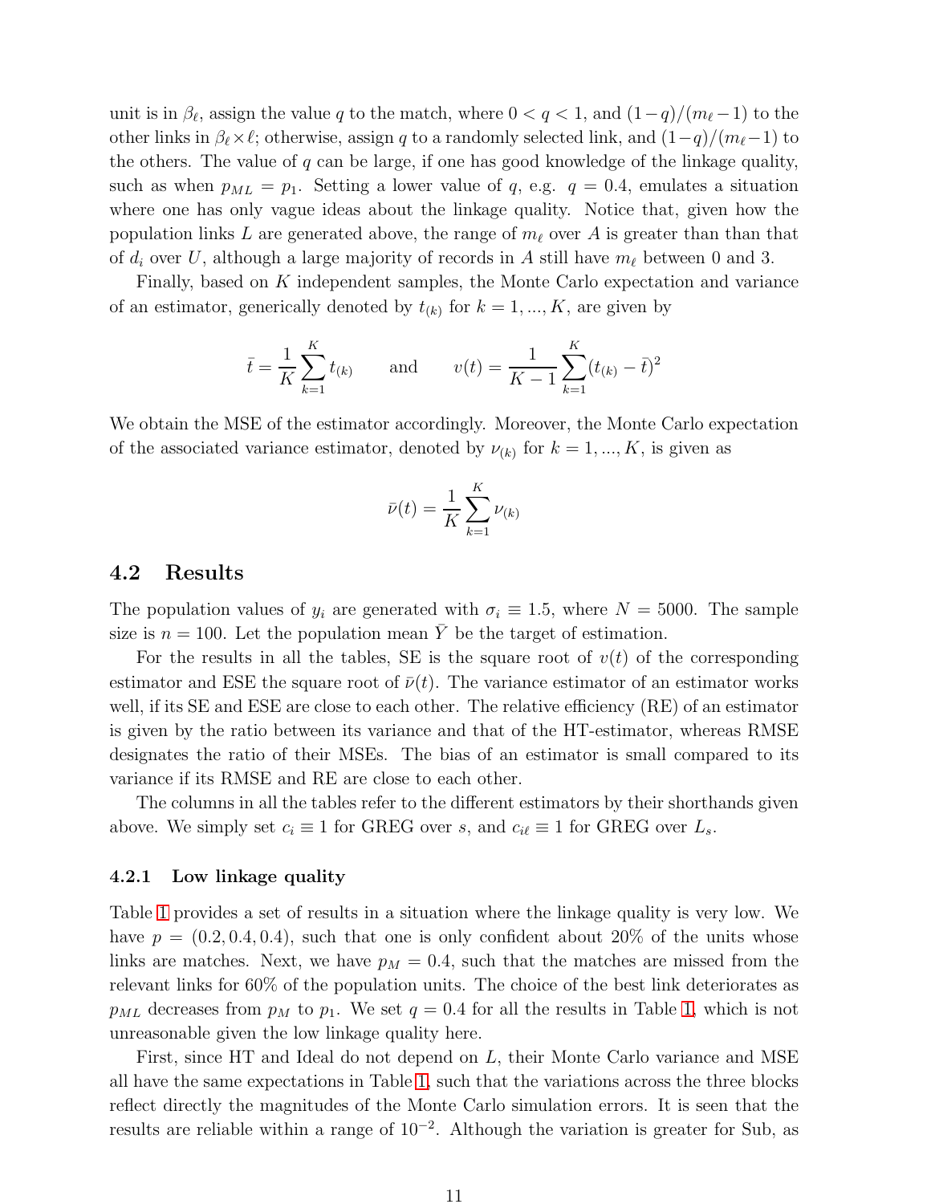unit is in $\beta_\ell$, assign the value $q$ to the match, where $0 < q < 1$, and $(1-q)/(m_\ell - 1)$ to the other links in $\beta_\ell \times \ell$; otherwise, assign $q$ to a randomly selected link, and $(1-q)/(m_\ell - 1)$ to the others. The value of $q$ can be large, if one has good knowledge of the linkage quality, such as when $p_{ML} = p_1$. Setting a lower value of $q$, e.g. $q = 0.4$, emulates a situation where one has only vague ideas about the linkage quality. Notice that, given how the population links $L$ are generated above, the range of $m_\ell$ over $A$ is greater than than that of $d_i$ over $U$, although a large majority of records in $A$ still have $m_\ell$ between 0 and 3.

Finally, based on $K$ independent samples, the Monte Carlo expectation and variance of an estimator, generically denoted by $t_{(k)}$ for $k = 1, ..., K$, are given by

$$\bar{t} = \frac{1}{K} \sum_{k=1}^{K} t_{(k)} \qquad \text{and} \qquad v(t) = \frac{1}{K-1} \sum_{k=1}^{K} (t_{(k)} - \bar{t})^2$$

We obtain the MSE of the estimator accordingly. Moreover, the Monte Carlo expectation of the associated variance estimator, denoted by $\nu_{(k)}$ for $k = 1, ..., K$, is given as

$$\bar{\nu}(t) = \frac{1}{K} \sum_{k=1}^{K} \nu_{(k)}$$

## 4.2 Results

The population values of $y_i$ are generated with $\sigma_i \equiv 1.5$, where $N = 5000$. The sample size is $n = 100$. Let the population mean $\bar{Y}$ be the target of estimation.

For the results in all the tables, SE is the square root of $v(t)$ of the corresponding estimator and ESE the square root of $\bar{\nu}(t)$. The variance estimator of an estimator works well, if its SE and ESE are close to each other. The relative efficiency (RE) of an estimator is given by the ratio between its variance and that of the HT-estimator, whereas RMSE designates the ratio of their MSEs. The bias of an estimator is small compared to its variance if its RMSE and RE are close to each other.

The columns in all the tables refer to the different estimators by their shorthands given above. We simply set $c_i \equiv 1$ for GREG over $s$, and $c_{i\ell} \equiv 1$ for GREG over $L_s$.

### 4.2.1 Low linkage quality

Table 1 provides a set of results in a situation where the linkage quality is very low. We have $p = (0.2, 0.4, 0.4)$, such that one is only confident about 20% of the units whose links are matches. Next, we have $p_M = 0.4$, such that the matches are missed from the relevant links for 60% of the population units. The choice of the best link deteriorates as $p_{ML}$ decreases from $p_M$ to $p_1$. We set $q = 0.4$ for all the results in Table 1, which is not unreasonable given the low linkage quality here.

First, since HT and Ideal do not depend on $L$, their Monte Carlo variance and MSE all have the same expectations in Table 1, such that the variations across the three blocks reflect directly the magnitudes of the Monte Carlo simulation errors. It is seen that the results are reliable within a range of $10^{-2}$. Although the variation is greater for Sub, as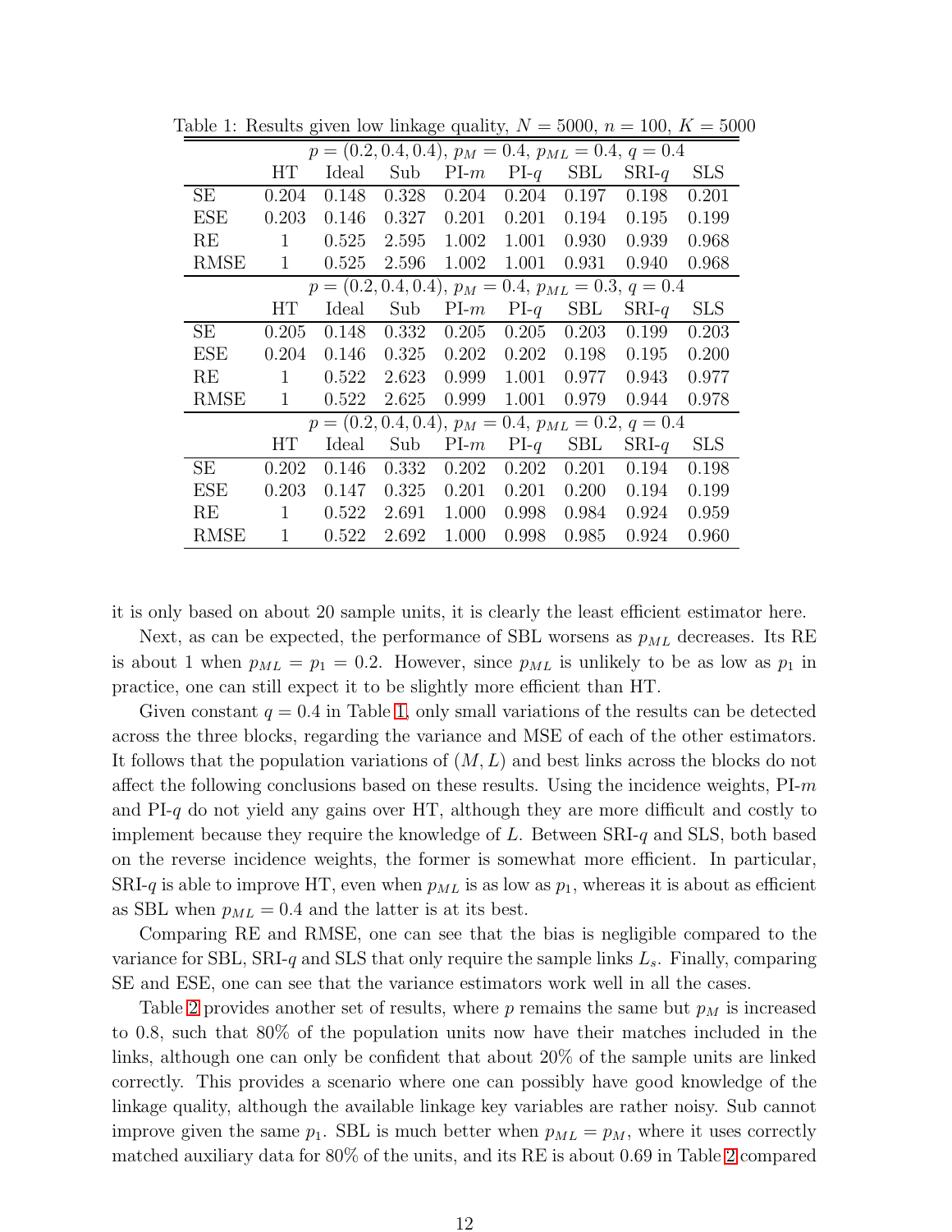Table 1: Results given low linkage quality, $N = 5000$, $n = 100$, $K = 5000$

| | $p = (0.2, 0.4, 0.4)$, $p_M = 0.4$, $p_{ML} = 0.4$, $q = 0.4$ | | | | | | | |
|---|---|---|---|---|---|---|---|---|
| | HT | Ideal | Sub | PI-$m$ | PI-$q$ | SBL | SRI-$q$ | SLS |
| SE | 0.204 | 0.148 | 0.328 | 0.204 | 0.204 | 0.197 | 0.198 | 0.201 |
| ESE | 0.203 | 0.146 | 0.327 | 0.201 | 0.201 | 0.194 | 0.195 | 0.199 |
| RE | 1 | 0.525 | 2.595 | 1.002 | 1.001 | 0.930 | 0.939 | 0.968 |
| RMSE | 1 | 0.525 | 2.596 | 1.002 | 1.001 | 0.931 | 0.940 | 0.968 |
| | $p = (0.2, 0.4, 0.4)$, $p_M = 0.4$, $p_{ML} = 0.3$, $q = 0.4$ | | | | | | | |
| | HT | Ideal | Sub | PI-$m$ | PI-$q$ | SBL | SRI-$q$ | SLS |
| SE | 0.205 | 0.148 | 0.332 | 0.205 | 0.205 | 0.203 | 0.199 | 0.203 |
| ESE | 0.204 | 0.146 | 0.325 | 0.202 | 0.202 | 0.198 | 0.195 | 0.200 |
| RE | 1 | 0.522 | 2.623 | 0.999 | 1.001 | 0.977 | 0.943 | 0.977 |
| RMSE | 1 | 0.522 | 2.625 | 0.999 | 1.001 | 0.979 | 0.944 | 0.978 |
| | $p = (0.2, 0.4, 0.4)$, $p_M = 0.4$, $p_{ML} = 0.2$, $q = 0.4$ | | | | | | | |
| | HT | Ideal | Sub | PI-$m$ | PI-$q$ | SBL | SRI-$q$ | SLS |
| SE | 0.202 | 0.146 | 0.332 | 0.202 | 0.202 | 0.201 | 0.194 | 0.198 |
| ESE | 0.203 | 0.147 | 0.325 | 0.201 | 0.201 | 0.200 | 0.194 | 0.199 |
| RE | 1 | 0.522 | 2.691 | 1.000 | 0.998 | 0.984 | 0.924 | 0.959 |
| RMSE | 1 | 0.522 | 2.692 | 1.000 | 0.998 | 0.985 | 0.924 | 0.960 |

it is only based on about 20 sample units, it is clearly the least efficient estimator here.

Next, as can be expected, the performance of SBL worsens as $p_{ML}$ decreases. Its RE is about 1 when $p_{ML} = p_1 = 0.2$. However, since $p_{ML}$ is unlikely to be as low as $p_1$ in practice, one can still expect it to be slightly more efficient than HT.

Given constant $q = 0.4$ in Table 1, only small variations of the results can be detected across the three blocks, regarding the variance and MSE of each of the other estimators. It follows that the population variations of $(M, L)$ and best links across the blocks do not affect the following conclusions based on these results. Using the incidence weights, PI-$m$ and PI-$q$ do not yield any gains over HT, although they are more difficult and costly to implement because they require the knowledge of $L$. Between SRI-$q$ and SLS, both based on the reverse incidence weights, the former is somewhat more efficient. In particular, SRI-$q$ is able to improve HT, even when $p_{ML}$ is as low as $p_1$, whereas it is about as efficient as SBL when $p_{ML} = 0.4$ and the latter is at its best.

Comparing RE and RMSE, one can see that the bias is negligible compared to the variance for SBL, SRI-$q$ and SLS that only require the sample links $L_s$. Finally, comparing SE and ESE, one can see that the variance estimators work well in all the cases.

Table 2 provides another set of results, where $p$ remains the same but $p_M$ is increased to 0.8, such that 80% of the population units now have their matches included in the links, although one can only be confident that about 20% of the sample units are linked correctly. This provides a scenario where one can possibly have good knowledge of the linkage quality, although the available linkage key variables are rather noisy. Sub cannot improve given the same $p_1$. SBL is much better when $p_{ML} = p_M$, where it uses correctly matched auxiliary data for 80% of the units, and its RE is about 0.69 in Table 2 compared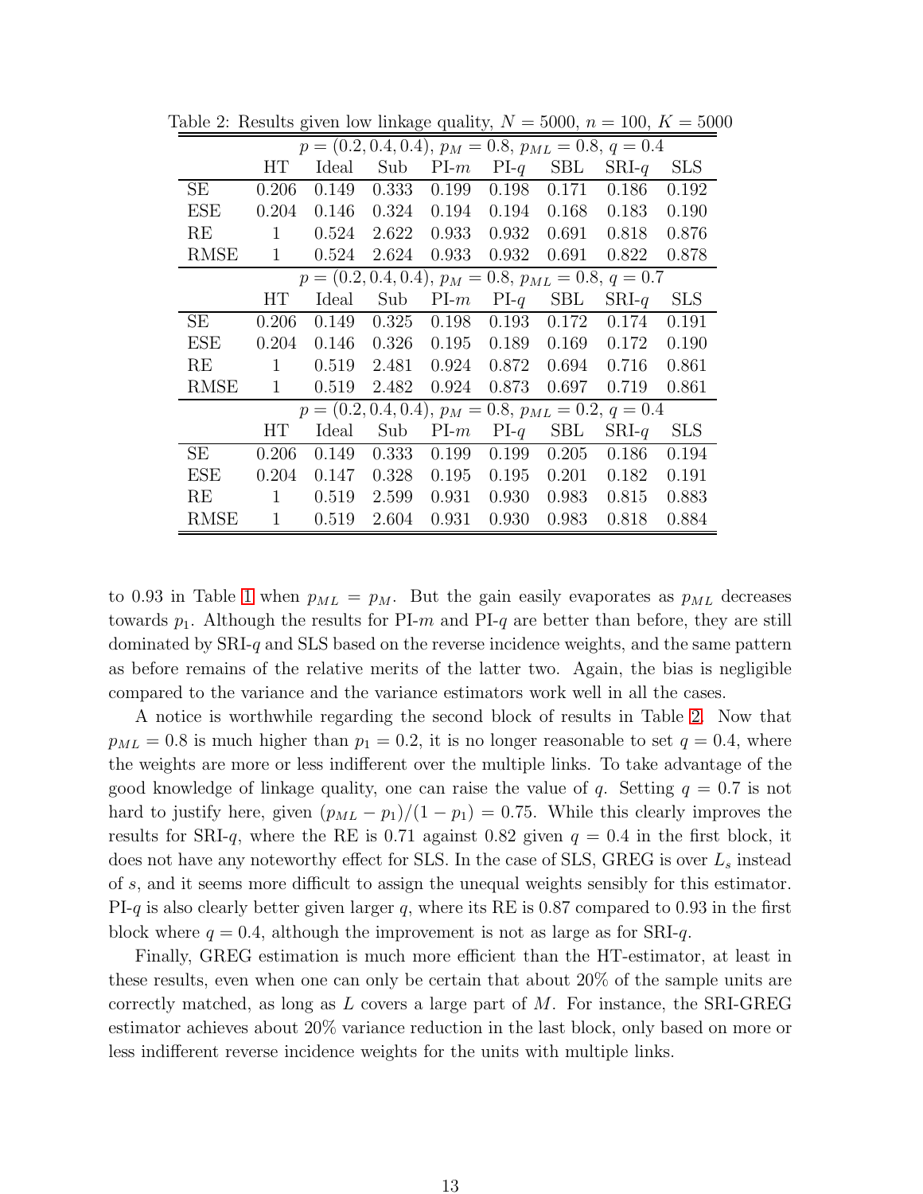Table 2: Results given low linkage quality, $N = 5000$, $n = 100$, $K = 5000$

| | $p = (0.2, 0.4, 0.4)$, $p_M = 0.8$, $p_{ML} = 0.8$, $q = 0.4$ | | | | | | | |
|---|---|---|---|---|---|---|---|---|
| | HT | Ideal | Sub | PI-$m$ | PI-$q$ | SBL | SRI-$q$ | SLS |
| SE | 0.206 | 0.149 | 0.333 | 0.199 | 0.198 | 0.171 | 0.186 | 0.192 |
| ESE | 0.204 | 0.146 | 0.324 | 0.194 | 0.194 | 0.168 | 0.183 | 0.190 |
| RE | 1 | 0.524 | 2.622 | 0.933 | 0.932 | 0.691 | 0.818 | 0.876 |
| RMSE | 1 | 0.524 | 2.624 | 0.933 | 0.932 | 0.691 | 0.822 | 0.878 |
| | $p = (0.2, 0.4, 0.4)$, $p_M = 0.8$, $p_{ML} = 0.8$, $q = 0.7$ | | | | | | | |
| | HT | Ideal | Sub | PI-$m$ | PI-$q$ | SBL | SRI-$q$ | SLS |
| SE | 0.206 | 0.149 | 0.325 | 0.198 | 0.193 | 0.172 | 0.174 | 0.191 |
| ESE | 0.204 | 0.146 | 0.326 | 0.195 | 0.189 | 0.169 | 0.172 | 0.190 |
| RE | 1 | 0.519 | 2.481 | 0.924 | 0.872 | 0.694 | 0.716 | 0.861 |
| RMSE | 1 | 0.519 | 2.482 | 0.924 | 0.873 | 0.697 | 0.719 | 0.861 |
| | $p = (0.2, 0.4, 0.4)$, $p_M = 0.8$, $p_{ML} = 0.2$, $q = 0.4$ | | | | | | | |
| | HT | Ideal | Sub | PI-$m$ | PI-$q$ | SBL | SRI-$q$ | SLS |
| SE | 0.206 | 0.149 | 0.333 | 0.199 | 0.199 | 0.205 | 0.186 | 0.194 |
| ESE | 0.204 | 0.147 | 0.328 | 0.195 | 0.195 | 0.201 | 0.182 | 0.191 |
| RE | 1 | 0.519 | 2.599 | 0.931 | 0.930 | 0.983 | 0.815 | 0.883 |
| RMSE | 1 | 0.519 | 2.604 | 0.931 | 0.930 | 0.983 | 0.818 | 0.884 |

to 0.93 in Table 1 when $p_{ML} = p_M$. But the gain easily evaporates as $p_{ML}$ decreases towards $p_1$. Although the results for PI-$m$ and PI-$q$ are better than before, they are still dominated by SRI-$q$ and SLS based on the reverse incidence weights, and the same pattern as before remains of the relative merits of the latter two. Again, the bias is negligible compared to the variance and the variance estimators work well in all the cases.

A notice is worthwhile regarding the second block of results in Table 2. Now that $p_{ML} = 0.8$ is much higher than $p_1 = 0.2$, it is no longer reasonable to set $q = 0.4$, where the weights are more or less indifferent over the multiple links. To take advantage of the good knowledge of linkage quality, one can raise the value of $q$. Setting $q = 0.7$ is not hard to justify here, given $(p_{ML} - p_1)/(1 - p_1) = 0.75$. While this clearly improves the results for SRI-$q$, where the RE is 0.71 against 0.82 given $q = 0.4$ in the first block, it does not have any noteworthy effect for SLS. In the case of SLS, GREG is over $L_s$ instead of $s$, and it seems more difficult to assign the unequal weights sensibly for this estimator. PI-$q$ is also clearly better given larger $q$, where its RE is 0.87 compared to 0.93 in the first block where $q = 0.4$, although the improvement is not as large as for SRI-$q$.

Finally, GREG estimation is much more efficient than the HT-estimator, at least in these results, even when one can only be certain that about 20% of the sample units are correctly matched, as long as $L$ covers a large part of $M$. For instance, the SRI-GREG estimator achieves about 20% variance reduction in the last block, only based on more or less indifferent reverse incidence weights for the units with multiple links.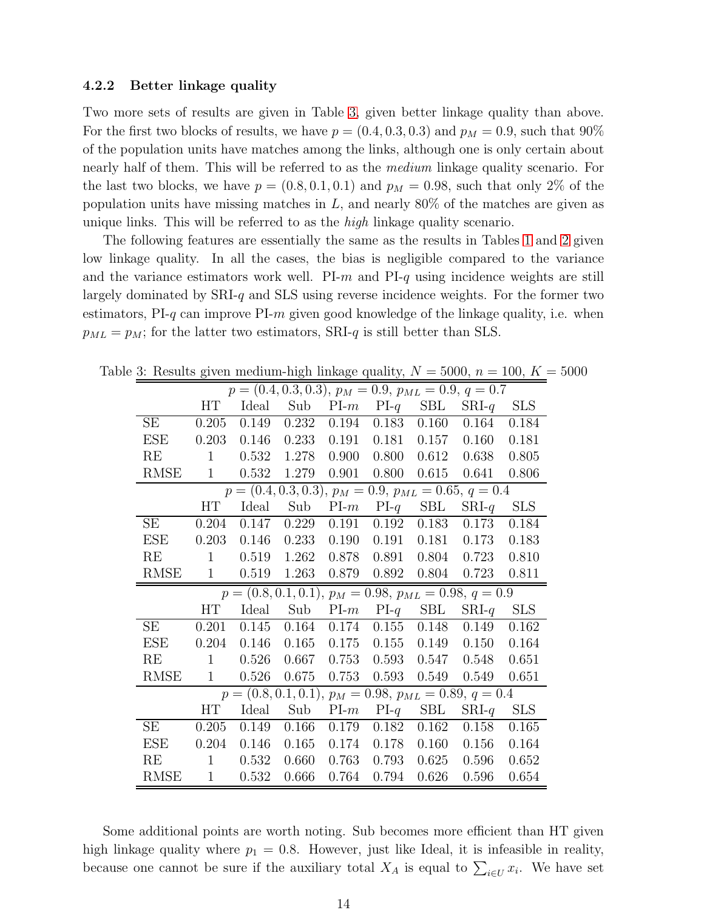### 4.2.2 Better linkage quality

Two more sets of results are given in Table 3, given better linkage quality than above. For the first two blocks of results, we have $p = (0.4, 0.3, 0.3)$ and $p_M = 0.9$, such that 90% of the population units have matches among the links, although one is only certain about nearly half of them. This will be referred to as the *medium* linkage quality scenario. For the last two blocks, we have $p = (0.8, 0.1, 0.1)$ and $p_M = 0.98$, such that only 2% of the population units have missing matches in $L$, and nearly 80% of the matches are given as unique links. This will be referred to as the *high* linkage quality scenario.

The following features are essentially the same as the results in Tables 1 and 2 given low linkage quality. In all the cases, the bias is negligible compared to the variance and the variance estimators work well. PI-$m$ and PI-$q$ using incidence weights are still largely dominated by SRI-$q$ and SLS using reverse incidence weights. For the former two estimators, PI-$q$ can improve PI-$m$ given good knowledge of the linkage quality, i.e. when $p_{ML} = p_M$; for the latter two estimators, SRI-$q$ is still better than SLS.

Table 3: Results given medium-high linkage quality, $N = 5000$, $n = 100$, $K = 5000$

| $p = (0.4, 0.3, 0.3)$, $p_M = 0.9$, $p_{ML} = 0.9$, $q = 0.7$ | | | | | | | | |
|---|---|---|---|---|---|---|---|---|
| | HT | Ideal | Sub | PI-$m$ | PI-$q$ | SBL | SRI-$q$ | SLS |
| SE | 0.205 | 0.149 | 0.232 | 0.194 | 0.183 | 0.160 | 0.164 | 0.184 |
| ESE | 0.203 | 0.146 | 0.233 | 0.191 | 0.181 | 0.157 | 0.160 | 0.181 |
| RE | 1 | 0.532 | 1.278 | 0.900 | 0.800 | 0.612 | 0.638 | 0.805 |
| RMSE | 1 | 0.532 | 1.279 | 0.901 | 0.800 | 0.615 | 0.641 | 0.806 |
| $p = (0.4, 0.3, 0.3)$, $p_M = 0.9$, $p_{ML} = 0.65$, $q = 0.4$ | | | | | | | | |
| | HT | Ideal | Sub | PI-$m$ | PI-$q$ | SBL | SRI-$q$ | SLS |
| SE | 0.204 | 0.147 | 0.229 | 0.191 | 0.192 | 0.183 | 0.173 | 0.184 |
| ESE | 0.203 | 0.146 | 0.233 | 0.190 | 0.191 | 0.181 | 0.173 | 0.183 |
| RE | 1 | 0.519 | 1.262 | 0.878 | 0.891 | 0.804 | 0.723 | 0.810 |
| RMSE | 1 | 0.519 | 1.263 | 0.879 | 0.892 | 0.804 | 0.723 | 0.811 |
| $p = (0.8, 0.1, 0.1)$, $p_M = 0.98$, $p_{ML} = 0.98$, $q = 0.9$ | | | | | | | | |
| | HT | Ideal | Sub | PI-$m$ | PI-$q$ | SBL | SRI-$q$ | SLS |
| SE | 0.201 | 0.145 | 0.164 | 0.174 | 0.155 | 0.148 | 0.149 | 0.162 |
| ESE | 0.204 | 0.146 | 0.165 | 0.175 | 0.155 | 0.149 | 0.150 | 0.164 |
| RE | 1 | 0.526 | 0.667 | 0.753 | 0.593 | 0.547 | 0.548 | 0.651 |
| RMSE | 1 | 0.526 | 0.675 | 0.753 | 0.593 | 0.549 | 0.549 | 0.651 |
| $p = (0.8, 0.1, 0.1)$, $p_M = 0.98$, $p_{ML} = 0.89$, $q = 0.4$ | | | | | | | | |
| | HT | Ideal | Sub | PI-$m$ | PI-$q$ | SBL | SRI-$q$ | SLS |
| SE | 0.205 | 0.149 | 0.166 | 0.179 | 0.182 | 0.162 | 0.158 | 0.165 |
| ESE | 0.204 | 0.146 | 0.165 | 0.174 | 0.178 | 0.160 | 0.156 | 0.164 |
| RE | 1 | 0.532 | 0.660 | 0.763 | 0.793 | 0.625 | 0.596 | 0.652 |
| RMSE | 1 | 0.532 | 0.666 | 0.764 | 0.794 | 0.626 | 0.596 | 0.654 |

Some additional points are worth noting. Sub becomes more efficient than HT given high linkage quality where $p_1 = 0.8$. However, just like Ideal, it is infeasible in reality, because one cannot be sure if the auxiliary total $X_A$ is equal to $\sum_{i \in U} x_i$. We have set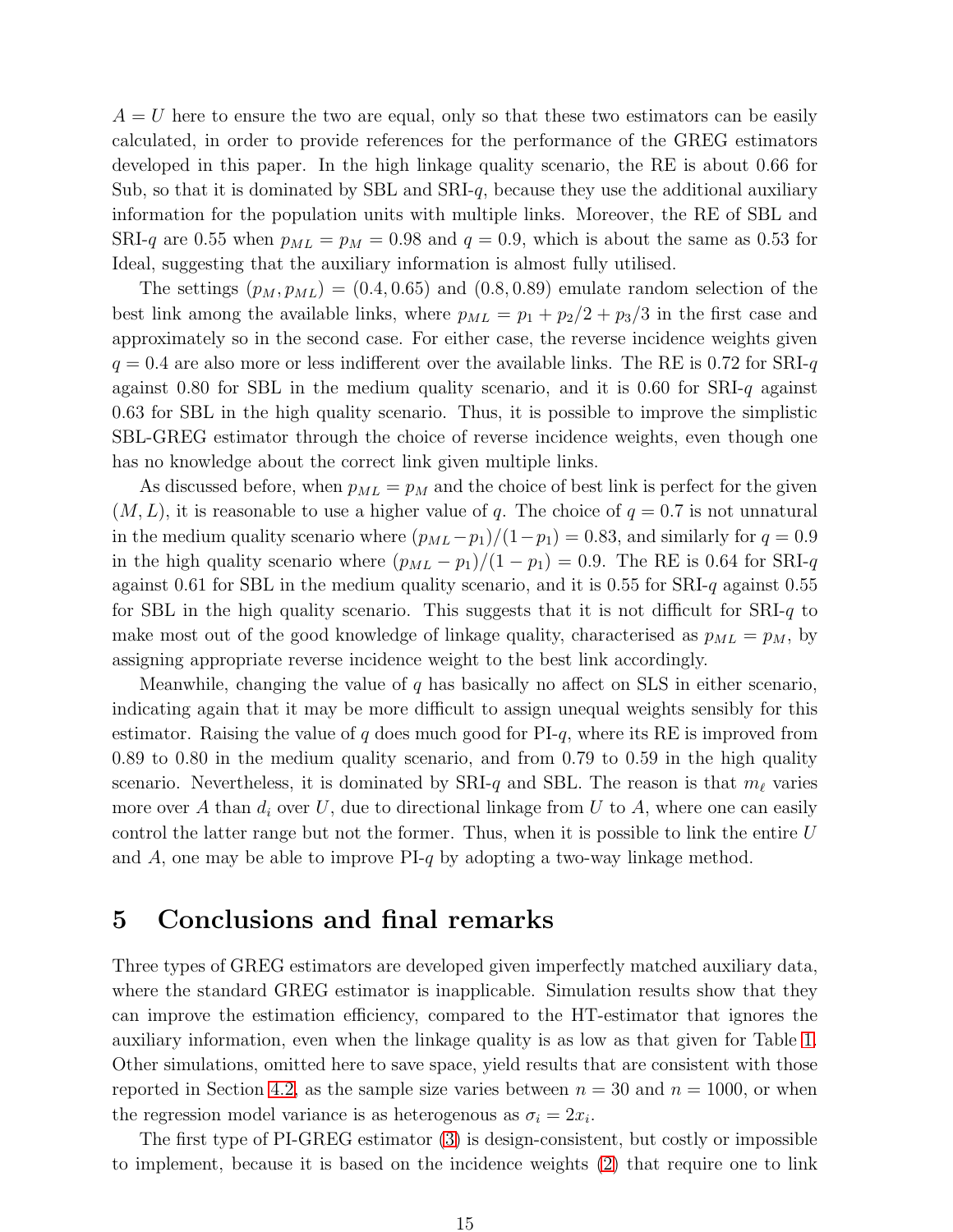$A = U$ here to ensure the two are equal, only so that these two estimators can be easily calculated, in order to provide references for the performance of the GREG estimators developed in this paper. In the high linkage quality scenario, the RE is about 0.66 for Sub, so that it is dominated by SBL and SRI-$q$, because they use the additional auxiliary information for the population units with multiple links. Moreover, the RE of SBL and SRI-$q$ are 0.55 when $p_{ML} = p_M = 0.98$ and $q = 0.9$, which is about the same as 0.53 for Ideal, suggesting that the auxiliary information is almost fully utilised.

The settings $(p_M, p_{ML}) = (0.4, 0.65)$ and $(0.8, 0.89)$ emulate random selection of the best link among the available links, where $p_{ML} = p_1 + p_2/2 + p_3/3$ in the first case and approximately so in the second case. For either case, the reverse incidence weights given $q = 0.4$ are also more or less indifferent over the available links. The RE is 0.72 for SRI-$q$ against 0.80 for SBL in the medium quality scenario, and it is 0.60 for SRI-$q$ against 0.63 for SBL in the high quality scenario. Thus, it is possible to improve the simplistic SBL-GREG estimator through the choice of reverse incidence weights, even though one has no knowledge about the correct link given multiple links.

As discussed before, when $p_{ML} = p_M$ and the choice of best link is perfect for the given $(M, L)$, it is reasonable to use a higher value of $q$. The choice of $q = 0.7$ is not unnatural in the medium quality scenario where $(p_{ML} - p_1)/(1 - p_1) = 0.83$, and similarly for $q = 0.9$ in the high quality scenario where $(p_{ML} - p_1)/(1 - p_1) = 0.9$. The RE is 0.64 for SRI-$q$ against 0.61 for SBL in the medium quality scenario, and it is 0.55 for SRI-$q$ against 0.55 for SBL in the high quality scenario. This suggests that it is not difficult for SRI-$q$ to make most out of the good knowledge of linkage quality, characterised as $p_{ML} = p_M$, by assigning appropriate reverse incidence weight to the best link accordingly.

Meanwhile, changing the value of $q$ has basically no affect on SLS in either scenario, indicating again that it may be more difficult to assign unequal weights sensibly for this estimator. Raising the value of $q$ does much good for PI-$q$, where its RE is improved from 0.89 to 0.80 in the medium quality scenario, and from 0.79 to 0.59 in the high quality scenario. Nevertheless, it is dominated by SRI-$q$ and SBL. The reason is that $m_\ell$ varies more over $A$ than $d_i$ over $U$, due to directional linkage from $U$ to $A$, where one can easily control the latter range but not the former. Thus, when it is possible to link the entire $U$ and $A$, one may be able to improve PI-$q$ by adopting a two-way linkage method.

# 5 Conclusions and final remarks

Three types of GREG estimators are developed given imperfectly matched auxiliary data, where the standard GREG estimator is inapplicable. Simulation results show that they can improve the estimation efficiency, compared to the HT-estimator that ignores the auxiliary information, even when the linkage quality is as low as that given for Table 1. Other simulations, omitted here to save space, yield results that are consistent with those reported in Section 4.2, as the sample size varies between $n = 30$ and $n = 1000$, or when the regression model variance is as heterogenous as $\sigma_i = 2x_i$.

The first type of PI-GREG estimator (3) is design-consistent, but costly or impossible to implement, because it is based on the incidence weights (2) that require one to link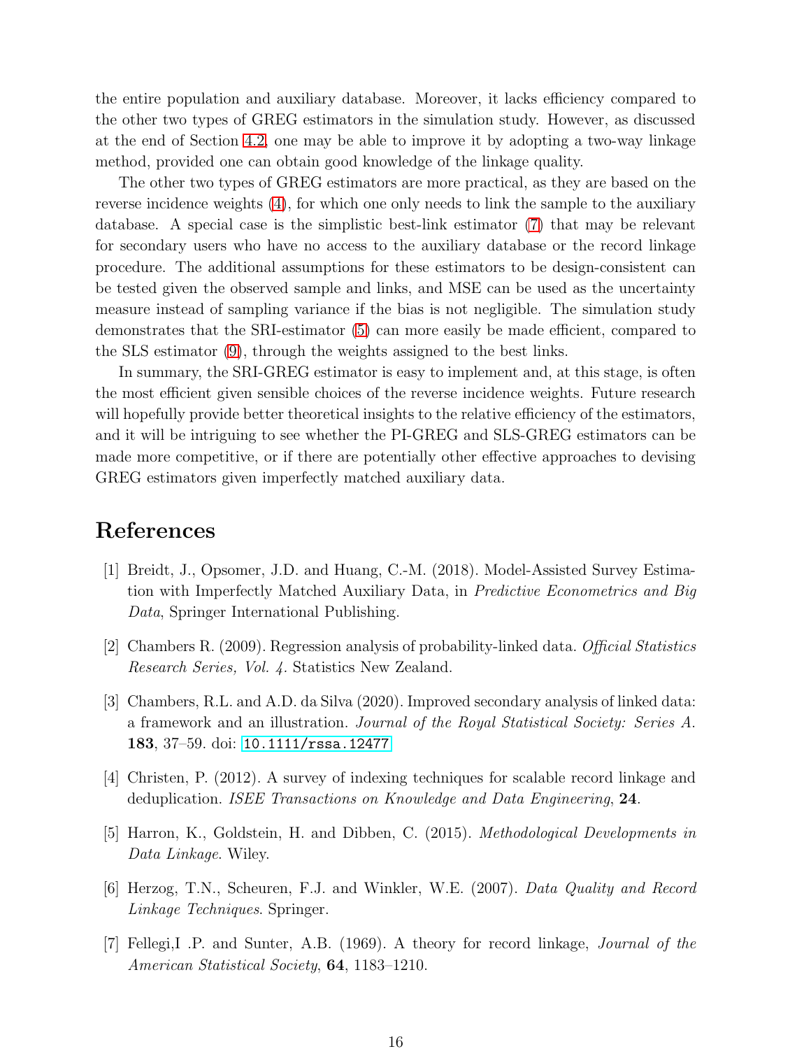the entire population and auxiliary database. Moreover, it lacks efficiency compared to the other two types of GREG estimators in the simulation study. However, as discussed at the end of Section 4.2, one may be able to improve it by adopting a two-way linkage method, provided one can obtain good knowledge of the linkage quality.

The other two types of GREG estimators are more practical, as they are based on the reverse incidence weights (4), for which one only needs to link the sample to the auxiliary database. A special case is the simplistic best-link estimator (7) that may be relevant for secondary users who have no access to the auxiliary database or the record linkage procedure. The additional assumptions for these estimators to be design-consistent can be tested given the observed sample and links, and MSE can be used as the uncertainty measure instead of sampling variance if the bias is not negligible. The simulation study demonstrates that the SRI-estimator (5) can more easily be made efficient, compared to the SLS estimator (9), through the weights assigned to the best links.

In summary, the SRI-GREG estimator is easy to implement and, at this stage, is often the most efficient given sensible choices of the reverse incidence weights. Future research will hopefully provide better theoretical insights to the relative efficiency of the estimators, and it will be intriguing to see whether the PI-GREG and SLS-GREG estimators can be made more competitive, or if there are potentially other effective approaches to devising GREG estimators given imperfectly matched auxiliary data.

# References

[1] Breidt, J., Opsomer, J.D. and Huang, C.-M. (2018). Model-Assisted Survey Estimation with Imperfectly Matched Auxiliary Data, in *Predictive Econometrics and Big Data*, Springer International Publishing.

[2] Chambers R. (2009). Regression analysis of probability-linked data. *Official Statistics Research Series, Vol. 4.* Statistics New Zealand.

[3] Chambers, R.L. and A.D. da Silva (2020). Improved secondary analysis of linked data: a framework and an illustration. *Journal of the Royal Statistical Society: Series A.* **183**, 37–59. doi: 10.1111/rssa.12477

[4] Christen, P. (2012). A survey of indexing techniques for scalable record linkage and deduplication. *ISEE Transactions on Knowledge and Data Engineering*, **24**.

[5] Harron, K., Goldstein, H. and Dibben, C. (2015). *Methodological Developments in Data Linkage*. Wiley.

[6] Herzog, T.N., Scheuren, F.J. and Winkler, W.E. (2007). *Data Quality and Record Linkage Techniques*. Springer.

[7] Fellegi,I .P. and Sunter, A.B. (1969). A theory for record linkage, *Journal of the American Statistical Society*, **64**, 1183–1210.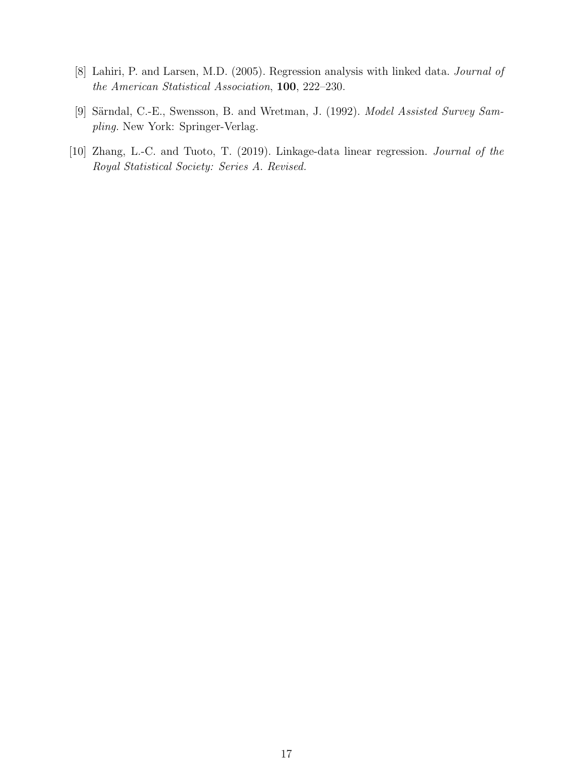[8] Lahiri, P. and Larsen, M.D. (2005). Regression analysis with linked data. *Journal of the American Statistical Association*, **100**, 222–230.

[9] Särndal, C.-E., Swensson, B. and Wretman, J. (1992). *Model Assisted Survey Sampling.* New York: Springer-Verlag.

[10] Zhang, L.-C. and Tuoto, T. (2019). Linkage-data linear regression. *Journal of the Royal Statistical Society: Series A. Revised.*